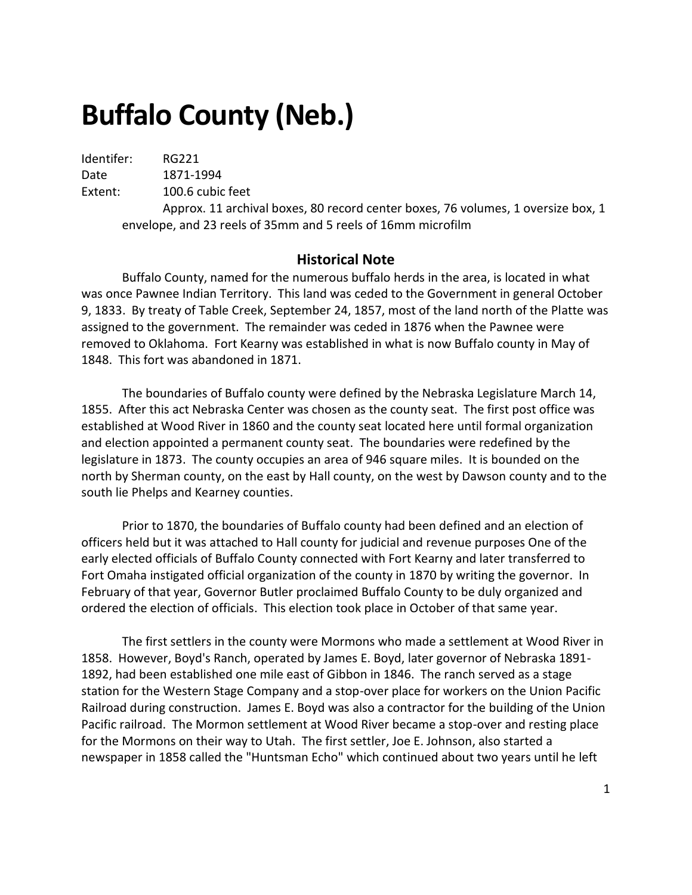# Buffalo County (Neb.)

Identifer: RG221
Date 1871-1994
Extent: 100.6 cubic feet
Approx. 11 archival boxes, 80 record center boxes, 76 volumes, 1 oversize box, 1 envelope, and 23 reels of 35mm and 5 reels of 16mm microfilm

## Historical Note

Buffalo County, named for the numerous buffalo herds in the area, is located in what was once Pawnee Indian Territory. This land was ceded to the Government in general October 9, 1833. By treaty of Table Creek, September 24, 1857, most of the land north of the Platte was assigned to the government. The remainder was ceded in 1876 when the Pawnee were removed to Oklahoma. Fort Kearny was established in what is now Buffalo county in May of 1848. This fort was abandoned in 1871.

The boundaries of Buffalo county were defined by the Nebraska Legislature March 14, 1855. After this act Nebraska Center was chosen as the county seat. The first post office was established at Wood River in 1860 and the county seat located here until formal organization and election appointed a permanent county seat. The boundaries were redefined by the legislature in 1873. The county occupies an area of 946 square miles. It is bounded on the north by Sherman county, on the east by Hall county, on the west by Dawson county and to the south lie Phelps and Kearney counties.

Prior to 1870, the boundaries of Buffalo county had been defined and an election of officers held but it was attached to Hall county for judicial and revenue purposes One of the early elected officials of Buffalo County connected with Fort Kearny and later transferred to Fort Omaha instigated official organization of the county in 1870 by writing the governor. In February of that year, Governor Butler proclaimed Buffalo County to be duly organized and ordered the election of officials. This election took place in October of that same year.

The first settlers in the county were Mormons who made a settlement at Wood River in 1858. However, Boyd's Ranch, operated by James E. Boyd, later governor of Nebraska 1891-1892, had been established one mile east of Gibbon in 1846. The ranch served as a stage station for the Western Stage Company and a stop-over place for workers on the Union Pacific Railroad during construction. James E. Boyd was also a contractor for the building of the Union Pacific railroad. The Mormon settlement at Wood River became a stop-over and resting place for the Mormons on their way to Utah. The first settler, Joe E. Johnson, also started a newspaper in 1858 called the "Huntsman Echo" which continued about two years until he left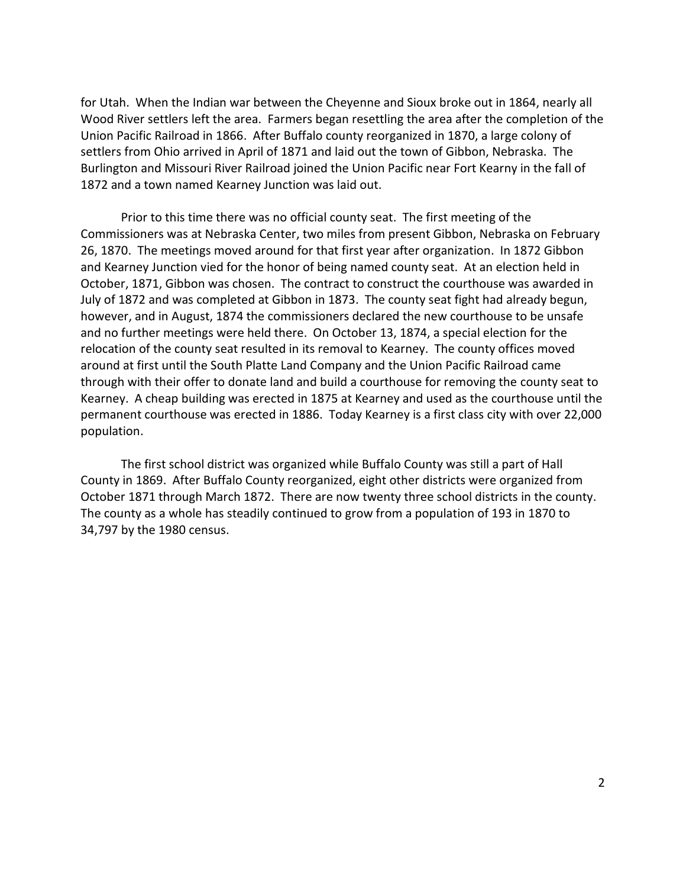for Utah. When the Indian war between the Cheyenne and Sioux broke out in 1864, nearly all Wood River settlers left the area. Farmers began resettling the area after the completion of the Union Pacific Railroad in 1866. After Buffalo county reorganized in 1870, a large colony of settlers from Ohio arrived in April of 1871 and laid out the town of Gibbon, Nebraska. The Burlington and Missouri River Railroad joined the Union Pacific near Fort Kearny in the fall of 1872 and a town named Kearney Junction was laid out.

Prior to this time there was no official county seat. The first meeting of the Commissioners was at Nebraska Center, two miles from present Gibbon, Nebraska on February 26, 1870. The meetings moved around for that first year after organization. In 1872 Gibbon and Kearney Junction vied for the honor of being named county seat. At an election held in October, 1871, Gibbon was chosen. The contract to construct the courthouse was awarded in July of 1872 and was completed at Gibbon in 1873. The county seat fight had already begun, however, and in August, 1874 the commissioners declared the new courthouse to be unsafe and no further meetings were held there. On October 13, 1874, a special election for the relocation of the county seat resulted in its removal to Kearney. The county offices moved around at first until the South Platte Land Company and the Union Pacific Railroad came through with their offer to donate land and build a courthouse for removing the county seat to Kearney. A cheap building was erected in 1875 at Kearney and used as the courthouse until the permanent courthouse was erected in 1886. Today Kearney is a first class city with over 22,000 population.

The first school district was organized while Buffalo County was still a part of Hall County in 1869. After Buffalo County reorganized, eight other districts were organized from October 1871 through March 1872. There are now twenty three school districts in the county. The county as a whole has steadily continued to grow from a population of 193 in 1870 to 34,797 by the 1980 census.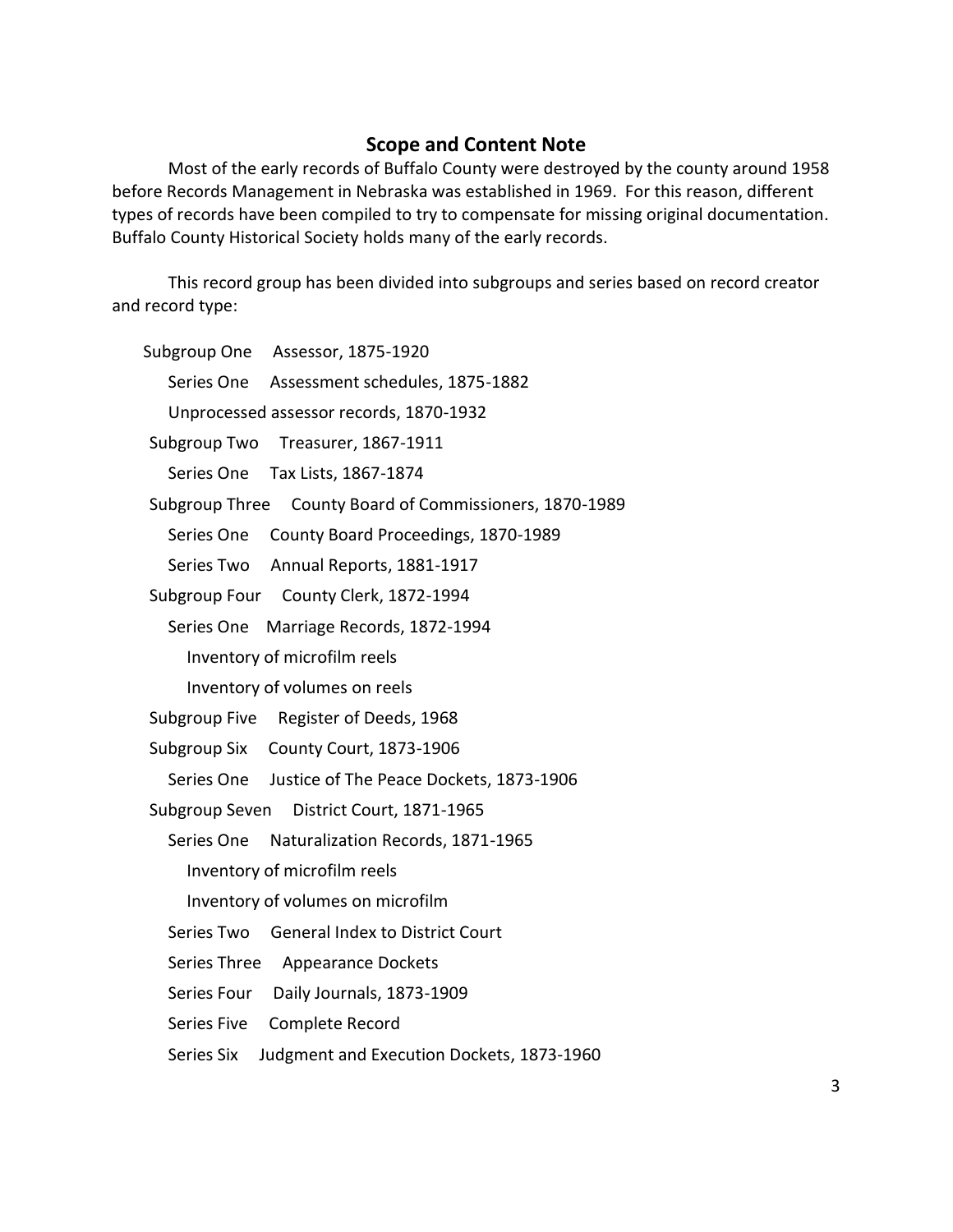## Scope and Content Note

Most of the early records of Buffalo County were destroyed by the county around 1958 before Records Management in Nebraska was established in 1969. For this reason, different types of records have been compiled to try to compensate for missing original documentation. Buffalo County Historical Society holds many of the early records.

This record group has been divided into subgroups and series based on record creator and record type:

- Subgroup One Assessor, 1875-1920
  - Series One Assessment schedules, 1875-1882
  - Unprocessed assessor records, 1870-1932
- Subgroup Two Treasurer, 1867-1911
  - Series One Tax Lists, 1867-1874
- Subgroup Three County Board of Commissioners, 1870-1989
  - Series One County Board Proceedings, 1870-1989
  - Series Two Annual Reports, 1881-1917
- Subgroup Four County Clerk, 1872-1994
  - Series One Marriage Records, 1872-1994
    - Inventory of microfilm reels
    - Inventory of volumes on reels
- Subgroup Five Register of Deeds, 1968
- Subgroup Six County Court, 1873-1906
  - Series One Justice of The Peace Dockets, 1873-1906
- Subgroup Seven District Court, 1871-1965
  - Series One Naturalization Records, 1871-1965
    - Inventory of microfilm reels
    - Inventory of volumes on microfilm
  - Series Two General Index to District Court
  - Series Three Appearance Dockets
  - Series Four Daily Journals, 1873-1909
  - Series Five Complete Record
  - Series Six Judgment and Execution Dockets, 1873-1960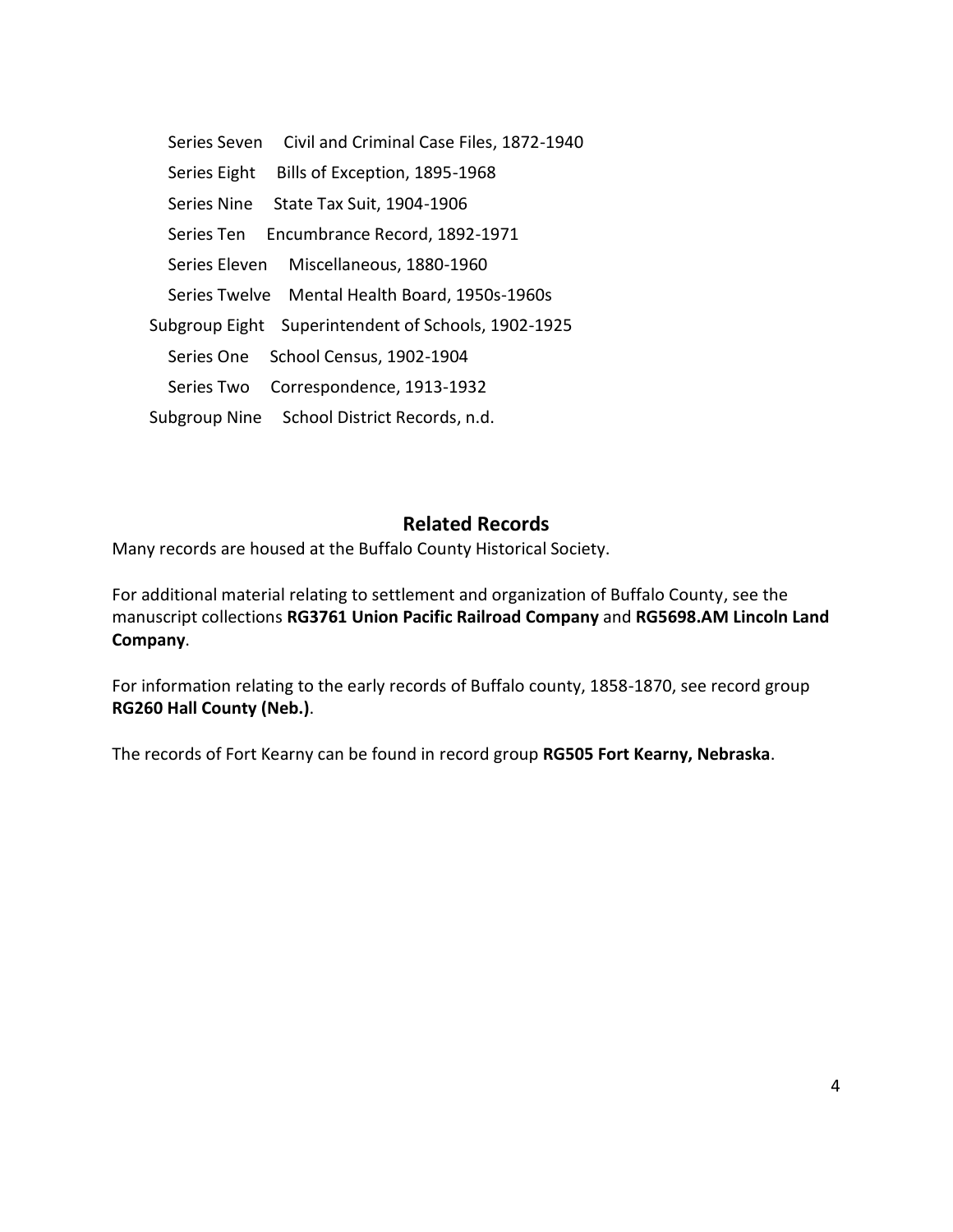Series Seven Civil and Criminal Case Files, 1872-1940

Series Eight Bills of Exception, 1895-1968

Series Nine State Tax Suit, 1904-1906

Series Ten Encumbrance Record, 1892-1971

Series Eleven Miscellaneous, 1880-1960

Series Twelve Mental Health Board, 1950s-1960s

Subgroup Eight Superintendent of Schools, 1902-1925

Series One School Census, 1902-1904

Series Two Correspondence, 1913-1932

Subgroup Nine School District Records, n.d.

## Related Records

Many records are housed at the Buffalo County Historical Society.

For additional material relating to settlement and organization of Buffalo County, see the manuscript collections **RG3761 Union Pacific Railroad Company** and **RG5698.AM Lincoln Land Company**.

For information relating to the early records of Buffalo county, 1858-1870, see record group **RG260 Hall County (Neb.)**.

The records of Fort Kearny can be found in record group **RG505 Fort Kearny, Nebraska**.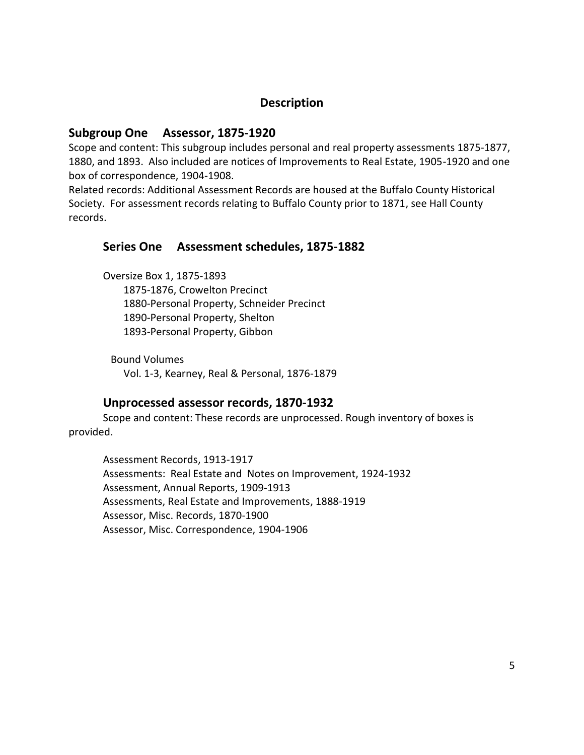# Description

## Subgroup One Assessor, 1875-1920

Scope and content: This subgroup includes personal and real property assessments 1875-1877, 1880, and 1893. Also included are notices of Improvements to Real Estate, 1905-1920 and one box of correspondence, 1904-1908.
Related records: Additional Assessment Records are housed at the Buffalo County Historical Society. For assessment records relating to Buffalo County prior to 1871, see Hall County records.

### Series One Assessment schedules, 1875-1882

Oversize Box 1, 1875-1893
- 1875-1876, Crowelton Precinct
- 1880-Personal Property, Schneider Precinct
- 1890-Personal Property, Shelton
- 1893-Personal Property, Gibbon

Bound Volumes
- Vol. 1-3, Kearney, Real & Personal, 1876-1879

### Unprocessed assessor records, 1870-1932

Scope and content: These records are unprocessed. Rough inventory of boxes is provided.

- Assessment Records, 1913-1917
- Assessments: Real Estate and Notes on Improvement, 1924-1932
- Assessment, Annual Reports, 1909-1913
- Assessments, Real Estate and Improvements, 1888-1919
- Assessor, Misc. Records, 1870-1900
- Assessor, Misc. Correspondence, 1904-1906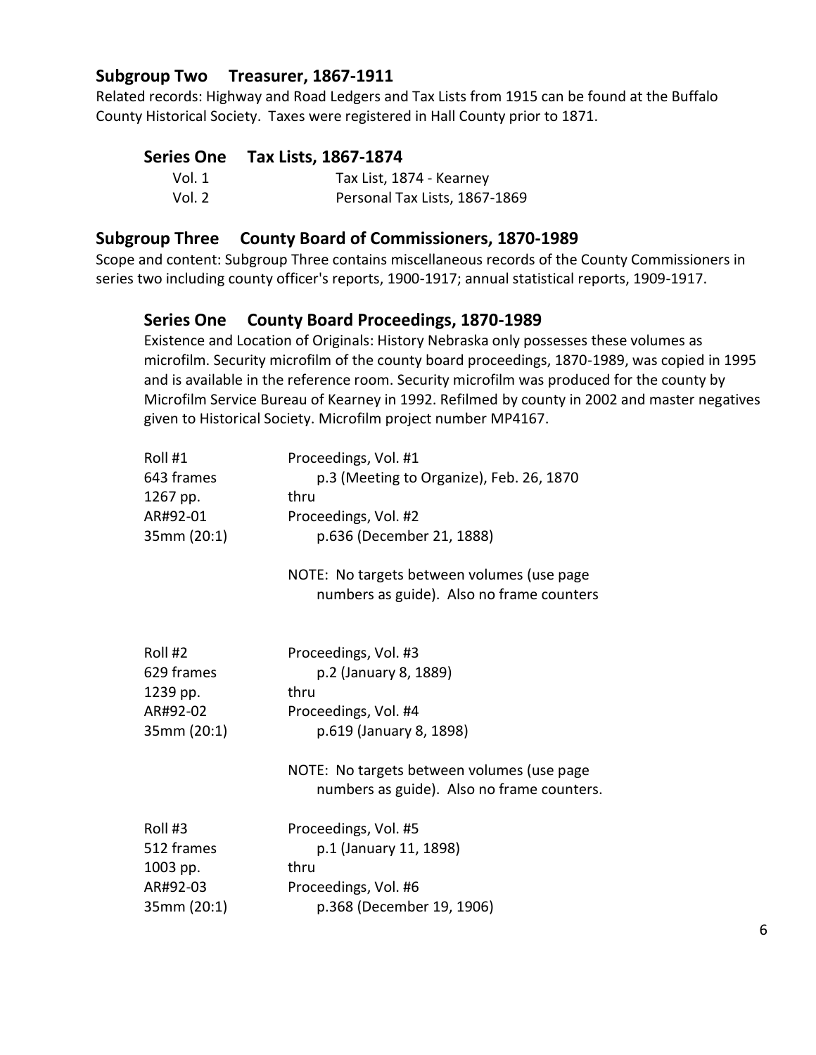## Subgroup Two Treasurer, 1867-1911

Related records: Highway and Road Ledgers and Tax Lists from 1915 can be found at the Buffalo County Historical Society. Taxes were registered in Hall County prior to 1871.

### Series One Tax Lists, 1867-1874

| | |
|---|---|
| Vol. 1 | Tax List, 1874 - Kearney |
| Vol. 2 | Personal Tax Lists, 1867-1869 |

## Subgroup Three County Board of Commissioners, 1870-1989

Scope and content: Subgroup Three contains miscellaneous records of the County Commissioners in series two including county officer's reports, 1900-1917; annual statistical reports, 1909-1917.

### Series One County Board Proceedings, 1870-1989

Existence and Location of Originals: History Nebraska only possesses these volumes as microfilm. Security microfilm of the county board proceedings, 1870-1989, was copied in 1995 and is available in the reference room. Security microfilm was produced for the county by Microfilm Service Bureau of Kearney in 1992. Refilmed by county in 2002 and master negatives given to Historical Society. Microfilm project number MP4167.

| | |
|---|---|
| Roll #1 | Proceedings, Vol. #1 |
| 643 frames | p.3 (Meeting to Organize), Feb. 26, 1870 |
| 1267 pp. | thru |
| AR#92-01 | Proceedings, Vol. #2 |
| 35mm (20:1) | p.636 (December 21, 1888) |
| | NOTE: No targets between volumes (use page numbers as guide). Also no frame counters |
| Roll #2 | Proceedings, Vol. #3 |
| 629 frames | p.2 (January 8, 1889) |
| 1239 pp. | thru |
| AR#92-02 | Proceedings, Vol. #4 |
| 35mm (20:1) | p.619 (January 8, 1898) |
| | NOTE: No targets between volumes (use page numbers as guide). Also no frame counters. |
| Roll #3 | Proceedings, Vol. #5 |
| 512 frames | p.1 (January 11, 1898) |
| 1003 pp. | thru |
| AR#92-03 | Proceedings, Vol. #6 |
| 35mm (20:1) | p.368 (December 19, 1906) |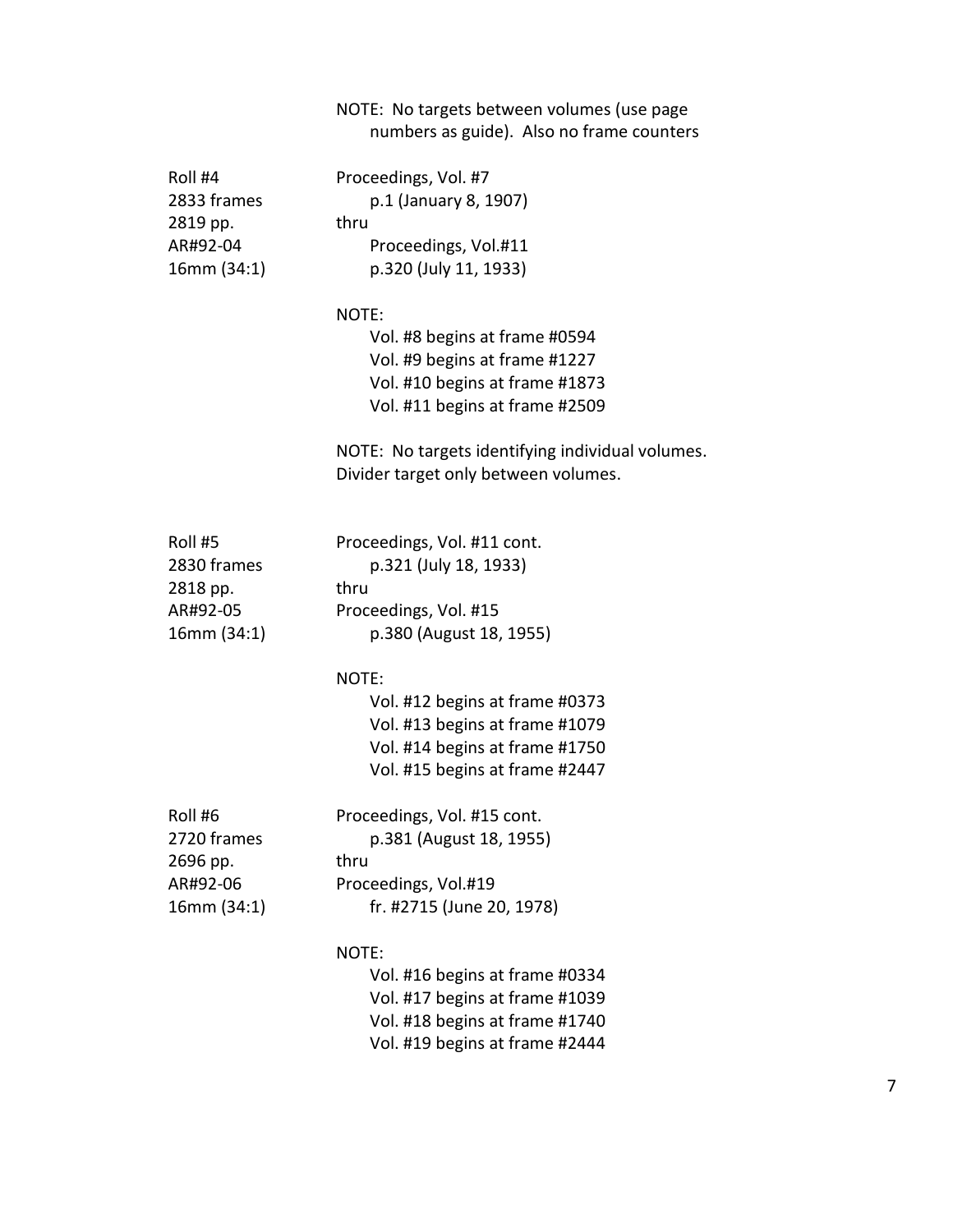NOTE: No targets between volumes (use page numbers as guide). Also no frame counters

| | |
|---|---|
| Roll #4<br>2833 frames<br>2819 pp.<br>AR#92-04<br>16mm (34:1) | Proceedings, Vol. #7<br>p.1 (January 8, 1907)<br>thru<br>Proceedings, Vol.#11<br>p.320 (July 11, 1933)<br><br>NOTE:<br>Vol. #8 begins at frame #0594<br>Vol. #9 begins at frame #1227<br>Vol. #10 begins at frame #1873<br>Vol. #11 begins at frame #2509<br><br>NOTE: No targets identifying individual volumes. Divider target only between volumes. |
| Roll #5<br>2830 frames<br>2818 pp.<br>AR#92-05<br>16mm (34:1) | Proceedings, Vol. #11 cont.<br>p.321 (July 18, 1933)<br>thru<br>Proceedings, Vol. #15<br>p.380 (August 18, 1955)<br><br>NOTE:<br>Vol. #12 begins at frame #0373<br>Vol. #13 begins at frame #1079<br>Vol. #14 begins at frame #1750<br>Vol. #15 begins at frame #2447 |
| Roll #6<br>2720 frames<br>2696 pp.<br>AR#92-06<br>16mm (34:1) | Proceedings, Vol. #15 cont.<br>p.381 (August 18, 1955)<br>thru<br>Proceedings, Vol.#19<br>fr. #2715 (June 20, 1978)<br><br>NOTE:<br>Vol. #16 begins at frame #0334<br>Vol. #17 begins at frame #1039<br>Vol. #18 begins at frame #1740<br>Vol. #19 begins at frame #2444 |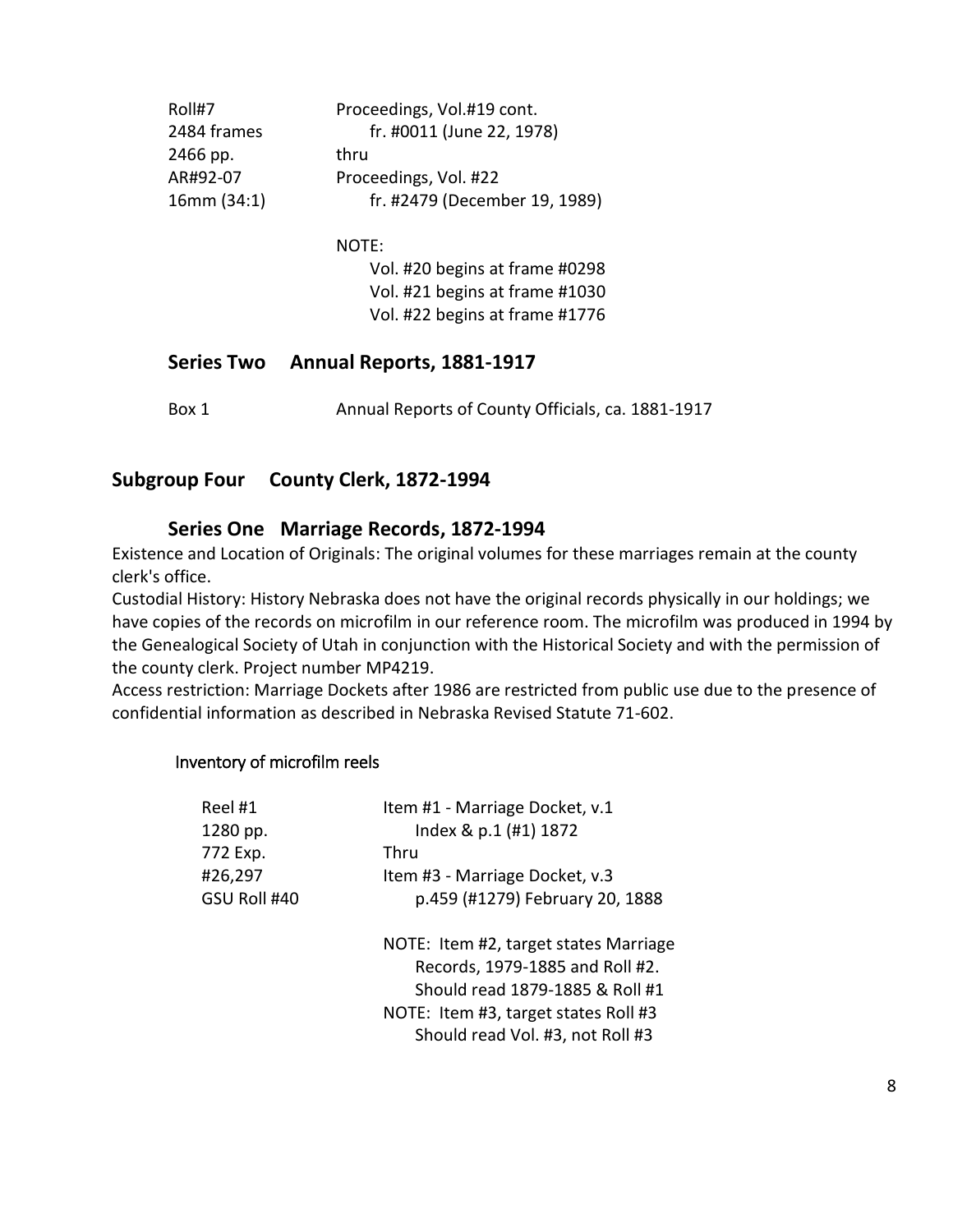| | |
|---|---|
| Roll#7 | Proceedings, Vol.#19 cont. |
| 2484 frames | fr. #0011 (June 22, 1978) |
| 2466 pp. | thru |
| AR#92-07 | Proceedings, Vol. #22 |
| 16mm (34:1) | fr. #2479 (December 19, 1989) |
| | NOTE: |
| | Vol. #20 begins at frame #0298 |
| | Vol. #21 begins at frame #1030 |
| | Vol. #22 begins at frame #1776 |

### Series Two Annual Reports, 1881-1917

| | |
|---|---|
| Box 1 | Annual Reports of County Officials, ca. 1881-1917 |

## Subgroup Four County Clerk, 1872-1994

### Series One Marriage Records, 1872-1994

Existence and Location of Originals: The original volumes for these marriages remain at the county clerk's office.

Custodial History: History Nebraska does not have the original records physically in our holdings; we have copies of the records on microfilm in our reference room. The microfilm was produced in 1994 by the Genealogical Society of Utah in conjunction with the Historical Society and with the permission of the county clerk. Project number MP4219.

Access restriction: Marriage Dockets after 1986 are restricted from public use due to the presence of confidential information as described in Nebraska Revised Statute 71-602.

#### Inventory of microfilm reels

| | |
|---|---|
| Reel #1 | Item #1 - Marriage Docket, v.1 |
| 1280 pp. | Index & p.1 (#1) 1872 |
| 772 Exp. | Thru |
| #26,297 | Item #3 - Marriage Docket, v.3 |
| GSU Roll #40 | p.459 (#1279) February 20, 1888 |
| | NOTE: Item #2, target states Marriage Records, 1979-1885 and Roll #2. Should read 1879-1885 & Roll #1 |
| | NOTE: Item #3, target states Roll #3 Should read Vol. #3, not Roll #3 |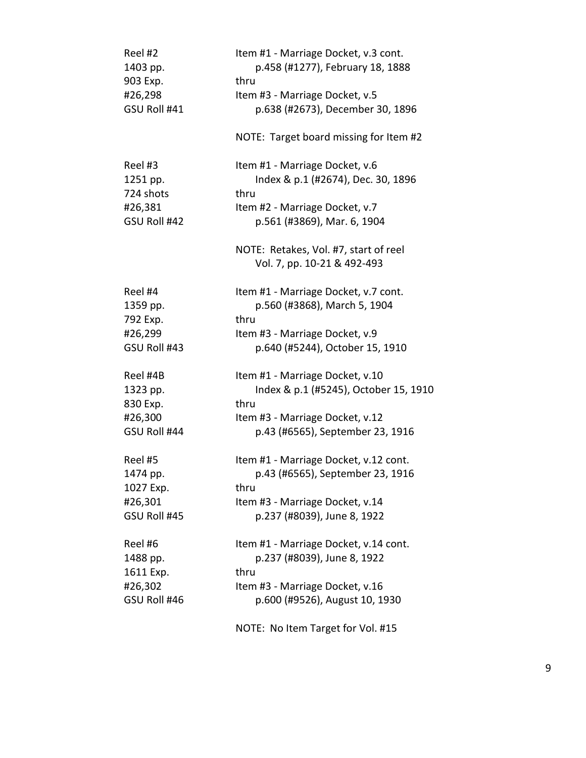| | |
|---|---|
| Reel #2<br>1403 pp.<br>903 Exp.<br>#26,298<br>GSU Roll #41 | Item #1 - Marriage Docket, v.3 cont.<br>p.458 (#1277), February 18, 1888<br>thru<br>Item #3 - Marriage Docket, v.5<br>p.638 (#2673), December 30, 1896<br><br>NOTE: Target board missing for Item #2 |
| Reel #3<br>1251 pp.<br>724 shots<br>#26,381<br>GSU Roll #42 | Item #1 - Marriage Docket, v.6<br>Index & p.1 (#2674), Dec. 30, 1896<br>thru<br>Item #2 - Marriage Docket, v.7<br>p.561 (#3869), Mar. 6, 1904<br><br>NOTE: Retakes, Vol. #7, start of reel<br>Vol. 7, pp. 10-21 & 492-493 |
| Reel #4<br>1359 pp.<br>792 Exp.<br>#26,299<br>GSU Roll #43 | Item #1 - Marriage Docket, v.7 cont.<br>p.560 (#3868), March 5, 1904<br>thru<br>Item #3 - Marriage Docket, v.9<br>p.640 (#5244), October 15, 1910 |
| Reel #4B<br>1323 pp.<br>830 Exp.<br>#26,300<br>GSU Roll #44 | Item #1 - Marriage Docket, v.10<br>Index & p.1 (#5245), October 15, 1910<br>thru<br>Item #3 - Marriage Docket, v.12<br>p.43 (#6565), September 23, 1916 |
| Reel #5<br>1474 pp.<br>1027 Exp.<br>#26,301<br>GSU Roll #45 | Item #1 - Marriage Docket, v.12 cont.<br>p.43 (#6565), September 23, 1916<br>thru<br>Item #3 - Marriage Docket, v.14<br>p.237 (#8039), June 8, 1922 |
| Reel #6<br>1488 pp.<br>1611 Exp.<br>#26,302<br>GSU Roll #46 | Item #1 - Marriage Docket, v.14 cont.<br>p.237 (#8039), June 8, 1922<br>thru<br>Item #3 - Marriage Docket, v.16<br>p.600 (#9526), August 10, 1930<br><br>NOTE: No Item Target for Vol. #15 |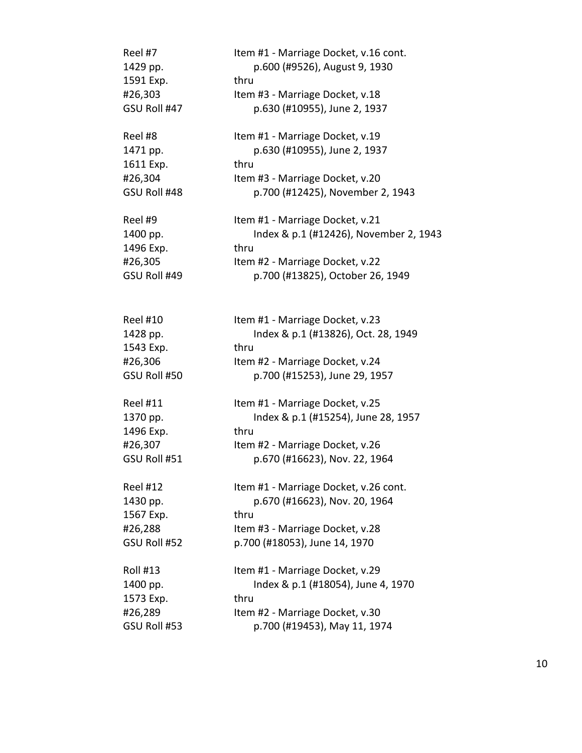Reel #7
1429 pp.
1591 Exp.
#26,303
GSU Roll #47

Item #1 - Marriage Docket, v.16 cont.
p.600 (#9526), August 9, 1930
thru
Item #3 - Marriage Docket, v.18
p.630 (#10955), June 2, 1937

Reel #8
1471 pp.
1611 Exp.
#26,304
GSU Roll #48

Item #1 - Marriage Docket, v.19
p.630 (#10955), June 2, 1937
thru
Item #3 - Marriage Docket, v.20
p.700 (#12425), November 2, 1943

Reel #9
1400 pp.
1496 Exp.
#26,305
GSU Roll #49

Item #1 - Marriage Docket, v.21
Index & p.1 (#12426), November 2, 1943
thru
Item #2 - Marriage Docket, v.22
p.700 (#13825), October 26, 1949

Reel #10
1428 pp.
1543 Exp.
#26,306
GSU Roll #50

Item #1 - Marriage Docket, v.23
Index & p.1 (#13826), Oct. 28, 1949
thru
Item #2 - Marriage Docket, v.24
p.700 (#15253), June 29, 1957

Reel #11
1370 pp.
1496 Exp.
#26,307
GSU Roll #51

Item #1 - Marriage Docket, v.25
Index & p.1 (#15254), June 28, 1957
thru
Item #2 - Marriage Docket, v.26
p.670 (#16623), Nov. 22, 1964

Reel #12
1430 pp.
1567 Exp.
#26,288
GSU Roll #52

Item #1 - Marriage Docket, v.26 cont.
p.670 (#16623), Nov. 20, 1964
thru
Item #3 - Marriage Docket, v.28
p.700 (#18053), June 14, 1970

Roll #13
1400 pp.
1573 Exp.
#26,289
GSU Roll #53

Item #1 - Marriage Docket, v.29
Index & p.1 (#18054), June 4, 1970
thru
Item #2 - Marriage Docket, v.30
p.700 (#19453), May 11, 1974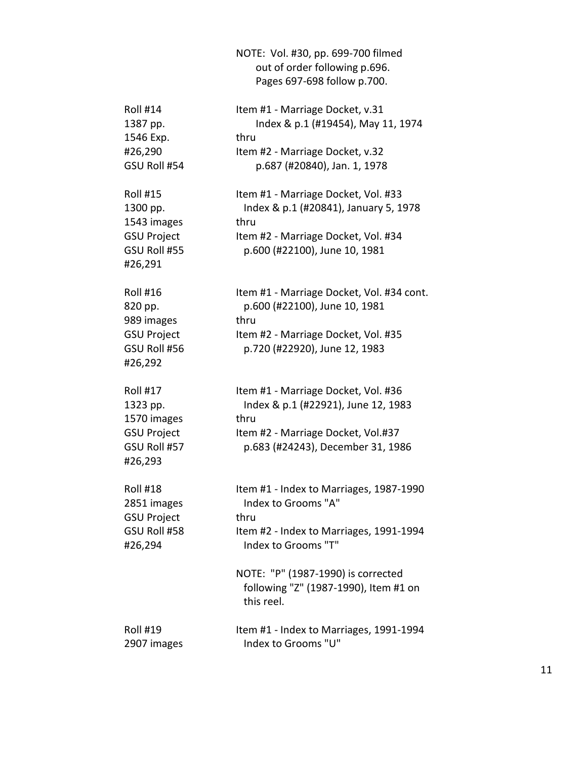NOTE: Vol. #30, pp. 699-700 filmed out of order following p.696. Pages 697-698 follow p.700.

| | |
|---|---|
| Roll #14<br>1387 pp.<br>1546 Exp.<br>#26,290<br>GSU Roll #54 | Item #1 - Marriage Docket, v.31<br>Index & p.1 (#19454), May 11, 1974<br>thru<br>Item #2 - Marriage Docket, v.32<br>p.687 (#20840), Jan. 1, 1978 |
| Roll #15<br>1300 pp.<br>1543 images<br>GSU Project<br>GSU Roll #55<br>#26,291 | Item #1 - Marriage Docket, Vol. #33<br>Index & p.1 (#20841), January 5, 1978<br>thru<br>Item #2 - Marriage Docket, Vol. #34<br>p.600 (#22100), June 10, 1981 |
| Roll #16<br>820 pp.<br>989 images<br>GSU Project<br>GSU Roll #56<br>#26,292 | Item #1 - Marriage Docket, Vol. #34 cont.<br>p.600 (#22100), June 10, 1981<br>thru<br>Item #2 - Marriage Docket, Vol. #35<br>p.720 (#22920), June 12, 1983 |
| Roll #17<br>1323 pp.<br>1570 images<br>GSU Project<br>GSU Roll #57<br>#26,293 | Item #1 - Marriage Docket, Vol. #36<br>Index & p.1 (#22921), June 12, 1983<br>thru<br>Item #2 - Marriage Docket, Vol.#37<br>p.683 (#24243), December 31, 1986 |
| Roll #18<br>2851 images<br>GSU Project<br>GSU Roll #58<br>#26,294 | Item #1 - Index to Marriages, 1987-1990<br>Index to Grooms "A"<br>thru<br>Item #2 - Index to Marriages, 1991-1994<br>Index to Grooms "T"<br><br>NOTE: "P" (1987-1990) is corrected following "Z" (1987-1990), Item #1 on this reel. |
| Roll #19<br>2907 images | Item #1 - Index to Marriages, 1991-1994<br>Index to Grooms "U" |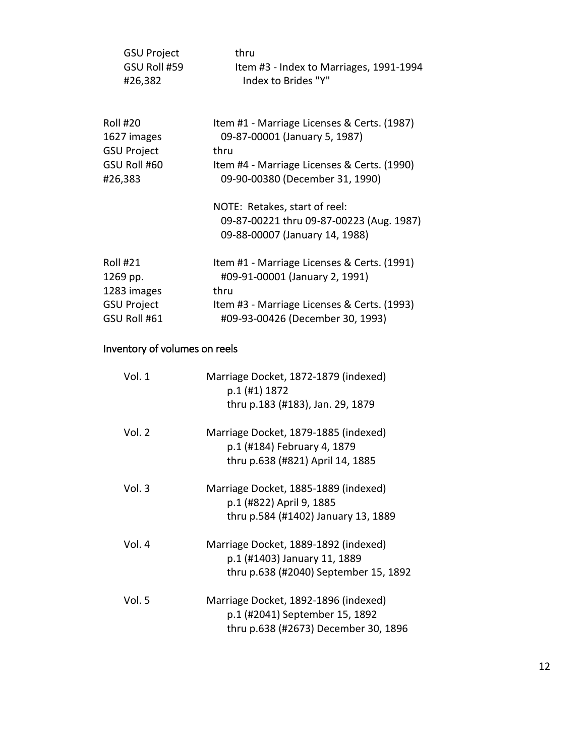| | |
|---|---|
| GSU Project | thru |
| GSU Roll #59 | Item #3 - Index to Marriages, 1991-1994 |
| #26,382 | Index to Brides "Y" |

| | |
|---|---|
| Roll #20 | Item #1 - Marriage Licenses & Certs. (1987) |
| 1627 images | 09-87-00001 (January 5, 1987) |
| GSU Project | thru |
| GSU Roll #60 | Item #4 - Marriage Licenses & Certs. (1990) |
| #26,383 | 09-90-00380 (December 31, 1990) |
| | NOTE: Retakes, start of reel: |
| | 09-87-00221 thru 09-87-00223 (Aug. 1987) |
| | 09-88-00007 (January 14, 1988) |

| | |
|---|---|
| Roll #21 | Item #1 - Marriage Licenses & Certs. (1991) |
| 1269 pp. | #09-91-00001 (January 2, 1991) |
| 1283 images | thru |
| GSU Project | Item #3 - Marriage Licenses & Certs. (1993) |
| GSU Roll #61 | #09-93-00426 (December 30, 1993) |

## Inventory of volumes on reels

| | |
|---|---|
| Vol. 1 | Marriage Docket, 1872-1879 (indexed) |
| | p.1 (#1) 1872 |
| | thru p.183 (#183), Jan. 29, 1879 |
| Vol. 2 | Marriage Docket, 1879-1885 (indexed) |
| | p.1 (#184) February 4, 1879 |
| | thru p.638 (#821) April 14, 1885 |
| Vol. 3 | Marriage Docket, 1885-1889 (indexed) |
| | p.1 (#822) April 9, 1885 |
| | thru p.584 (#1402) January 13, 1889 |
| Vol. 4 | Marriage Docket, 1889-1892 (indexed) |
| | p.1 (#1403) January 11, 1889 |
| | thru p.638 (#2040) September 15, 1892 |
| Vol. 5 | Marriage Docket, 1892-1896 (indexed) |
| | p.1 (#2041) September 15, 1892 |
| | thru p.638 (#2673) December 30, 1896 |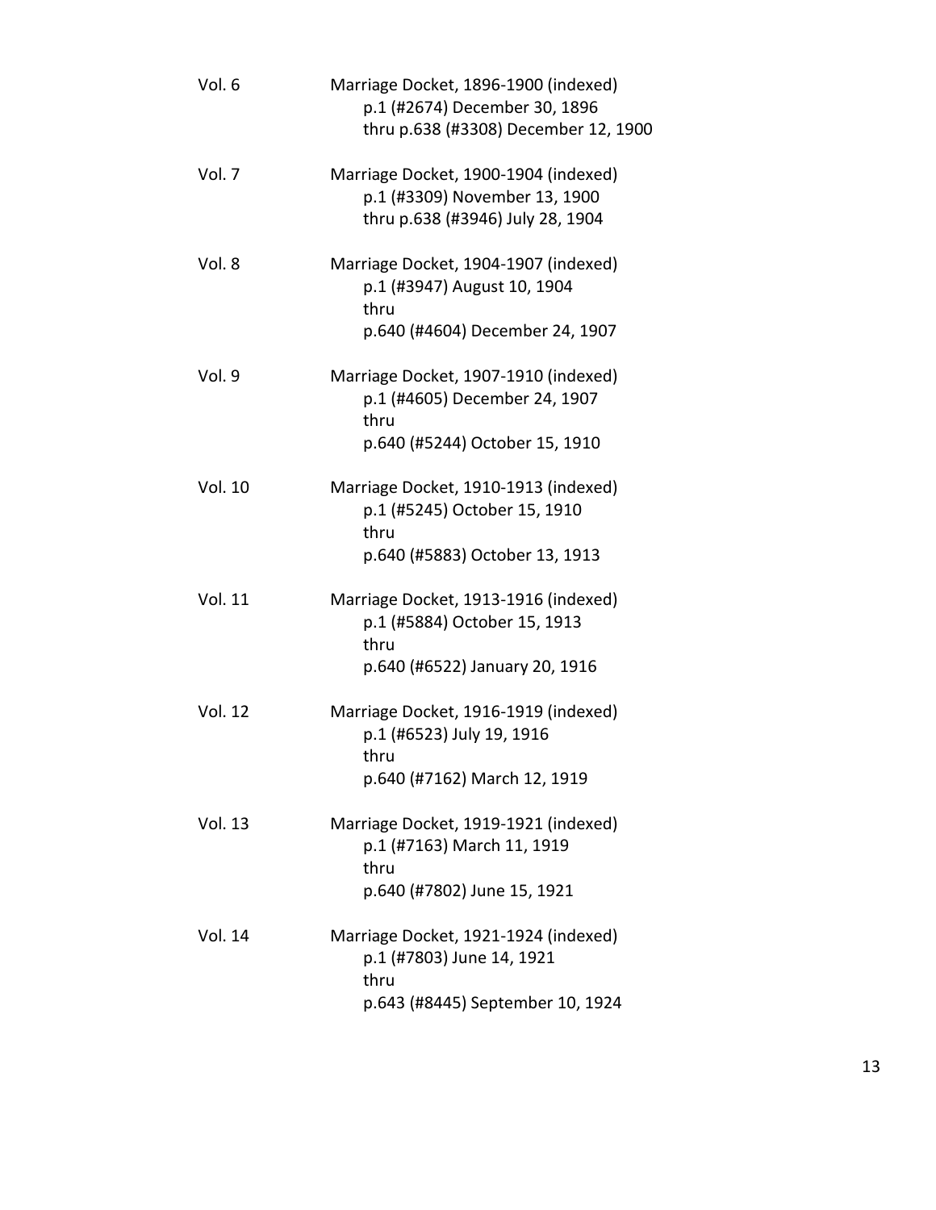Vol. 6 Marriage Docket, 1896-1900 (indexed)
p.1 (#2674) December 30, 1896
thru p.638 (#3308) December 12, 1900

Vol. 7 Marriage Docket, 1900-1904 (indexed)
p.1 (#3309) November 13, 1900
thru p.638 (#3946) July 28, 1904

Vol. 8 Marriage Docket, 1904-1907 (indexed)
p.1 (#3947) August 10, 1904
thru
p.640 (#4604) December 24, 1907

Vol. 9 Marriage Docket, 1907-1910 (indexed)
p.1 (#4605) December 24, 1907
thru
p.640 (#5244) October 15, 1910

Vol. 10 Marriage Docket, 1910-1913 (indexed)
p.1 (#5245) October 15, 1910
thru
p.640 (#5883) October 13, 1913

Vol. 11 Marriage Docket, 1913-1916 (indexed)
p.1 (#5884) October 15, 1913
thru
p.640 (#6522) January 20, 1916

Vol. 12 Marriage Docket, 1916-1919 (indexed)
p.1 (#6523) July 19, 1916
thru
p.640 (#7162) March 12, 1919

Vol. 13 Marriage Docket, 1919-1921 (indexed)
p.1 (#7163) March 11, 1919
thru
p.640 (#7802) June 15, 1921

Vol. 14 Marriage Docket, 1921-1924 (indexed)
p.1 (#7803) June 14, 1921
thru
p.643 (#8445) September 10, 1924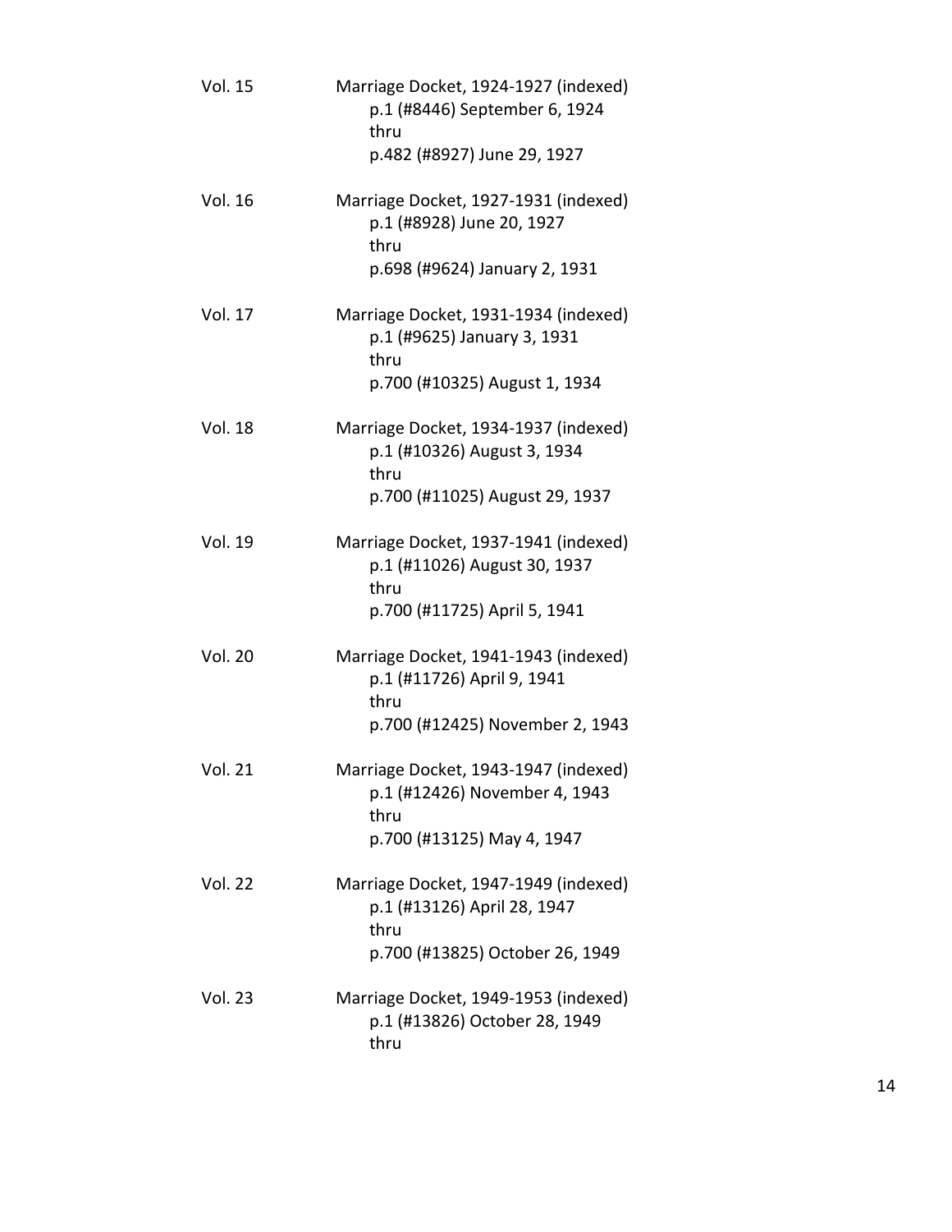Vol. 15 Marriage Docket, 1924-1927 (indexed)
p.1 (#8446) September 6, 1924
thru
p.482 (#8927) June 29, 1927

Vol. 16 Marriage Docket, 1927-1931 (indexed)
p.1 (#8928) June 20, 1927
thru
p.698 (#9624) January 2, 1931

Vol. 17 Marriage Docket, 1931-1934 (indexed)
p.1 (#9625) January 3, 1931
thru
p.700 (#10325) August 1, 1934

Vol. 18 Marriage Docket, 1934-1937 (indexed)
p.1 (#10326) August 3, 1934
thru
p.700 (#11025) August 29, 1937

Vol. 19 Marriage Docket, 1937-1941 (indexed)
p.1 (#11026) August 30, 1937
thru
p.700 (#11725) April 5, 1941

Vol. 20 Marriage Docket, 1941-1943 (indexed)
p.1 (#11726) April 9, 1941
thru
p.700 (#12425) November 2, 1943

Vol. 21 Marriage Docket, 1943-1947 (indexed)
p.1 (#12426) November 4, 1943
thru
p.700 (#13125) May 4, 1947

Vol. 22 Marriage Docket, 1947-1949 (indexed)
p.1 (#13126) April 28, 1947
thru
p.700 (#13825) October 26, 1949

Vol. 23 Marriage Docket, 1949-1953 (indexed)
p.1 (#13826) October 28, 1949
thru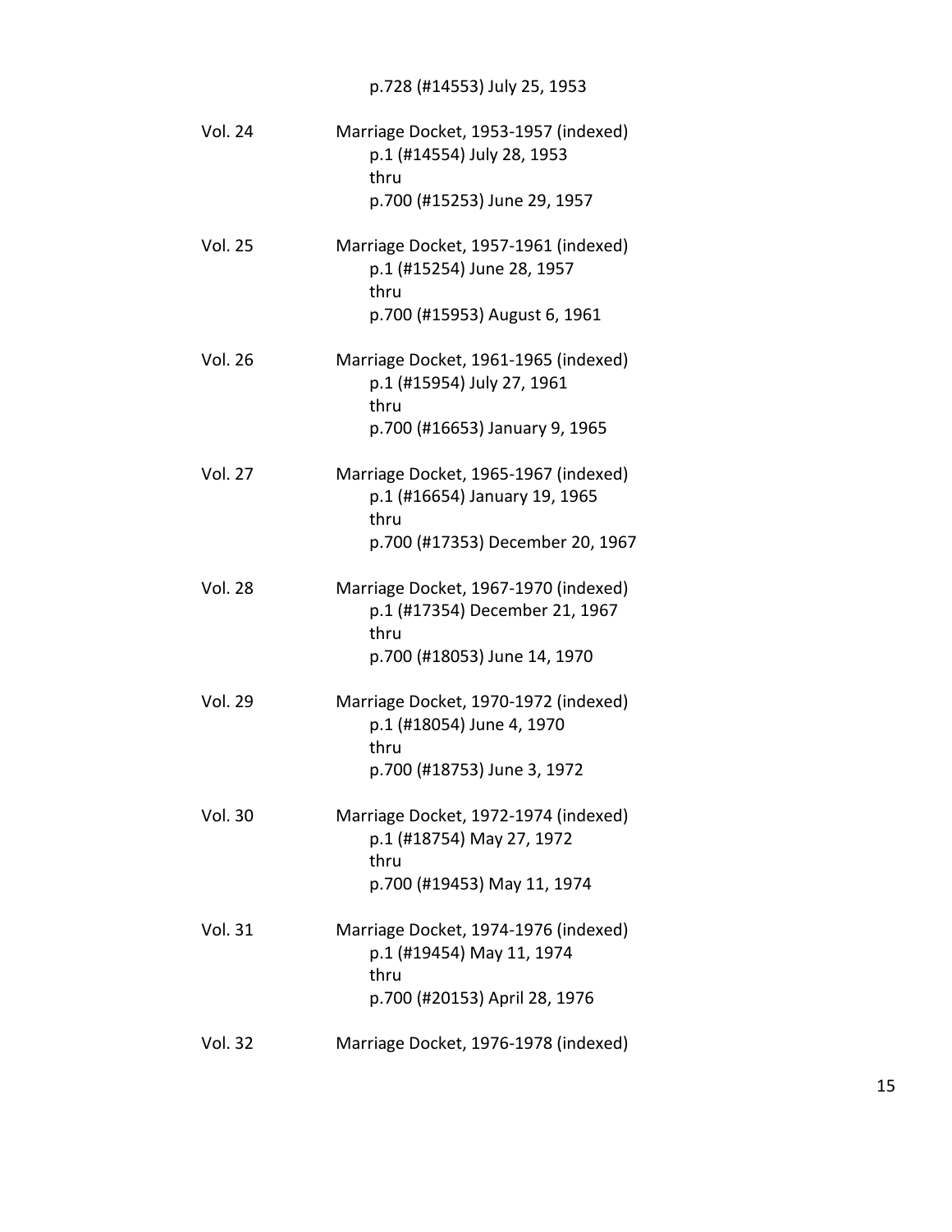p.728 (#14553) July 25, 1953

Vol. 24 Marriage Docket, 1953-1957 (indexed)
p.1 (#14554) July 28, 1953
thru
p.700 (#15253) June 29, 1957

Vol. 25 Marriage Docket, 1957-1961 (indexed)
p.1 (#15254) June 28, 1957
thru
p.700 (#15953) August 6, 1961

Vol. 26 Marriage Docket, 1961-1965 (indexed)
p.1 (#15954) July 27, 1961
thru
p.700 (#16653) January 9, 1965

Vol. 27 Marriage Docket, 1965-1967 (indexed)
p.1 (#16654) January 19, 1965
thru
p.700 (#17353) December 20, 1967

Vol. 28 Marriage Docket, 1967-1970 (indexed)
p.1 (#17354) December 21, 1967
thru
p.700 (#18053) June 14, 1970

Vol. 29 Marriage Docket, 1970-1972 (indexed)
p.1 (#18054) June 4, 1970
thru
p.700 (#18753) June 3, 1972

Vol. 30 Marriage Docket, 1972-1974 (indexed)
p.1 (#18754) May 27, 1972
thru
p.700 (#19453) May 11, 1974

Vol. 31 Marriage Docket, 1974-1976 (indexed)
p.1 (#19454) May 11, 1974
thru
p.700 (#20153) April 28, 1976

Vol. 32 Marriage Docket, 1976-1978 (indexed)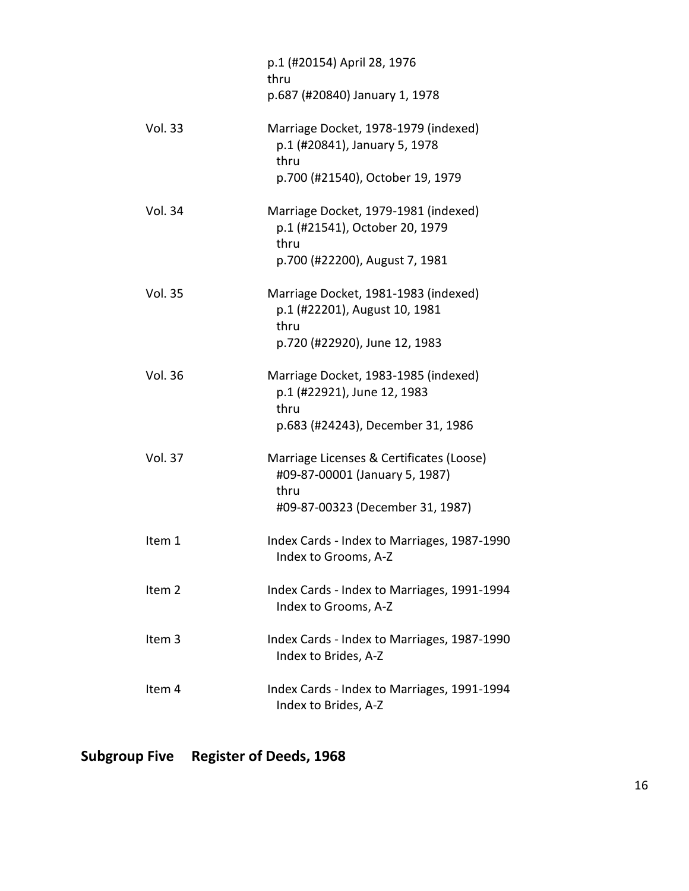| | |
|---|---|
| | p.1 (#20154) April 28, 1976<br>thru<br>p.687 (#20840) January 1, 1978 |
| Vol. 33 | Marriage Docket, 1978-1979 (indexed)<br>p.1 (#20841), January 5, 1978<br>thru<br>p.700 (#21540), October 19, 1979 |
| Vol. 34 | Marriage Docket, 1979-1981 (indexed)<br>p.1 (#21541), October 20, 1979<br>thru<br>p.700 (#22200), August 7, 1981 |
| Vol. 35 | Marriage Docket, 1981-1983 (indexed)<br>p.1 (#22201), August 10, 1981<br>thru<br>p.720 (#22920), June 12, 1983 |
| Vol. 36 | Marriage Docket, 1983-1985 (indexed)<br>p.1 (#22921), June 12, 1983<br>thru<br>p.683 (#24243), December 31, 1986 |
| Vol. 37 | Marriage Licenses & Certificates (Loose)<br>#09-87-00001 (January 5, 1987)<br>thru<br>#09-87-00323 (December 31, 1987) |
| Item 1 | Index Cards - Index to Marriages, 1987-1990<br>Index to Grooms, A-Z |
| Item 2 | Index Cards - Index to Marriages, 1991-1994<br>Index to Grooms, A-Z |
| Item 3 | Index Cards - Index to Marriages, 1987-1990<br>Index to Brides, A-Z |
| Item 4 | Index Cards - Index to Marriages, 1991-1994<br>Index to Brides, A-Z |

## Subgroup Five Register of Deeds, 1968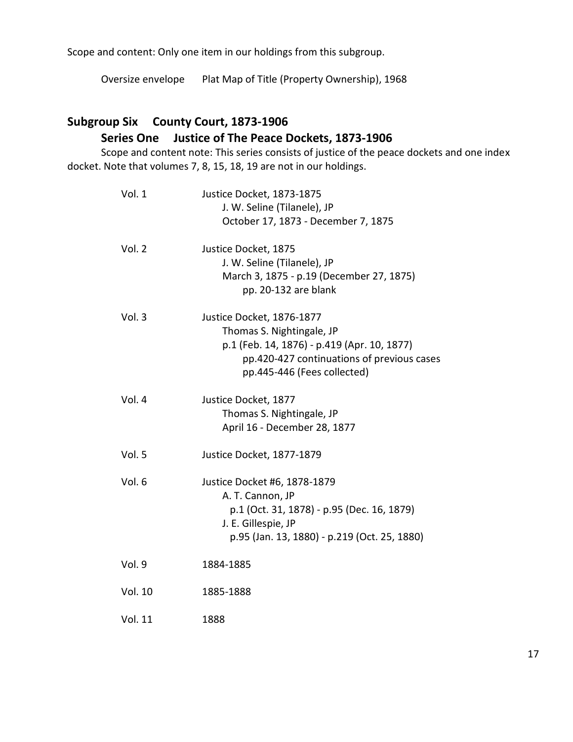Scope and content: Only one item in our holdings from this subgroup.

Oversize envelope    Plat Map of Title (Property Ownership), 1968

## Subgroup Six    County Court, 1873-1906

### Series One    Justice of The Peace Dockets, 1873-1906

Scope and content note: This series consists of justice of the peace dockets and one index docket. Note that volumes 7, 8, 15, 18, 19 are not in our holdings.

Vol. 1    Justice Docket, 1873-1875
    J. W. Seline (Tilanele), JP
    October 17, 1873 - December 7, 1875

Vol. 2    Justice Docket, 1875
    J. W. Seline (Tilanele), JP
    March 3, 1875 - p.19 (December 27, 1875)
        pp. 20-132 are blank

Vol. 3    Justice Docket, 1876-1877
    Thomas S. Nightingale, JP
    p.1 (Feb. 14, 1876) - p.419 (Apr. 10, 1877)
        pp.420-427 continuations of previous cases
        pp.445-446 (Fees collected)

Vol. 4    Justice Docket, 1877
    Thomas S. Nightingale, JP
    April 16 - December 28, 1877

Vol. 5    Justice Docket, 1877-1879

Vol. 6    Justice Docket #6, 1878-1879
    A. T. Cannon, JP
        p.1 (Oct. 31, 1878) - p.95 (Dec. 16, 1879)
    J. E. Gillespie, JP
        p.95 (Jan. 13, 1880) - p.219 (Oct. 25, 1880)

Vol. 9    1884-1885

Vol. 10    1885-1888

Vol. 11    1888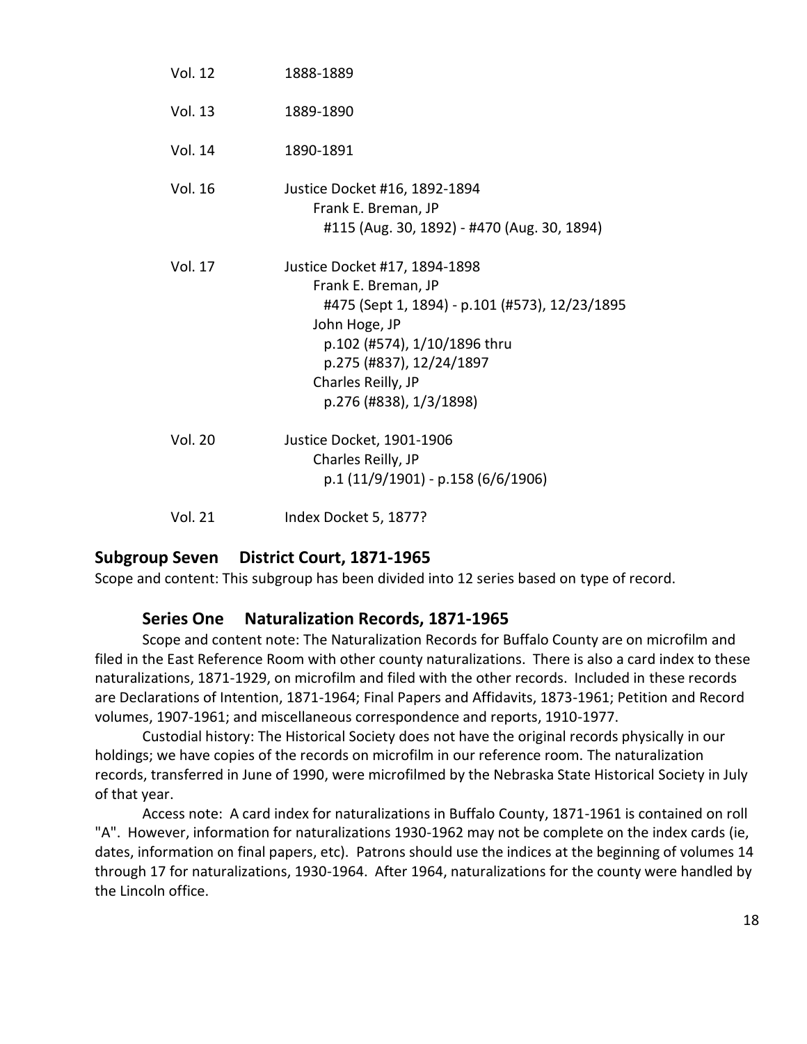Vol. 12 1888-1889

Vol. 13 1889-1890

Vol. 14 1890-1891

Vol. 16 Justice Docket #16, 1892-1894
    Frank E. Breman, JP
        #115 (Aug. 30, 1892) - #470 (Aug. 30, 1894)

Vol. 17 Justice Docket #17, 1894-1898
    Frank E. Breman, JP
        #475 (Sept 1, 1894) - p.101 (#573), 12/23/1895
    John Hoge, JP
        p.102 (#574), 1/10/1896 thru
        p.275 (#837), 12/24/1897
    Charles Reilly, JP
        p.276 (#838), 1/3/1898)

Vol. 20 Justice Docket, 1901-1906
    Charles Reilly, JP
        p.1 (11/9/1901) - p.158 (6/6/1906)

Vol. 21 Index Docket 5, 1877?

## Subgroup Seven District Court, 1871-1965

Scope and content: This subgroup has been divided into 12 series based on type of record.

### Series One Naturalization Records, 1871-1965

Scope and content note: The Naturalization Records for Buffalo County are on microfilm and filed in the East Reference Room with other county naturalizations. There is also a card index to these naturalizations, 1871-1929, on microfilm and filed with the other records. Included in these records are Declarations of Intention, 1871-1964; Final Papers and Affidavits, 1873-1961; Petition and Record volumes, 1907-1961; and miscellaneous correspondence and reports, 1910-1977.

Custodial history: The Historical Society does not have the original records physically in our holdings; we have copies of the records on microfilm in our reference room. The naturalization records, transferred in June of 1990, were microfilmed by the Nebraska State Historical Society in July of that year.

Access note: A card index for naturalizations in Buffalo County, 1871-1961 is contained on roll "A". However, information for naturalizations 1930-1962 may not be complete on the index cards (ie, dates, information on final papers, etc). Patrons should use the indices at the beginning of volumes 14 through 17 for naturalizations, 1930-1964. After 1964, naturalizations for the county were handled by the Lincoln office.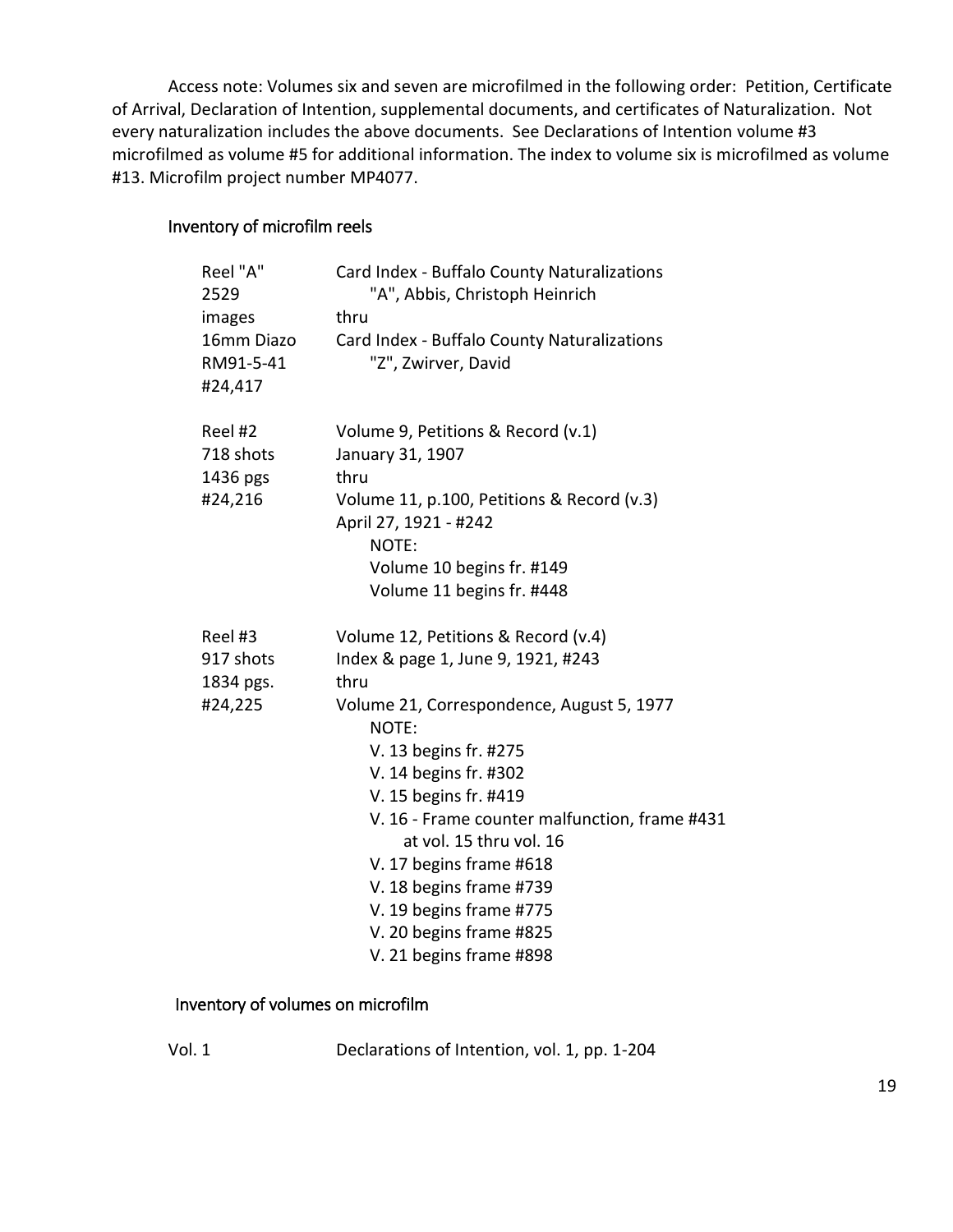Access note: Volumes six and seven are microfilmed in the following order: Petition, Certificate of Arrival, Declaration of Intention, supplemental documents, and certificates of Naturalization. Not every naturalization includes the above documents. See Declarations of Intention volume #3 microfilmed as volume #5 for additional information. The index to volume six is microfilmed as volume #13. Microfilm project number MP4077.

### Inventory of microfilm reels

| | |
|---|---|
| Reel "A"<br>2529<br>images<br>16mm Diazo<br>RM91-5-41<br>#24,417 | Card Index - Buffalo County Naturalizations<br>"A", Abbis, Christoph Heinrich<br>thru<br>Card Index - Buffalo County Naturalizations<br>"Z", Zwirver, David |
| Reel #2<br>718 shots<br>1436 pgs<br>#24,216 | Volume 9, Petitions & Record (v.1)<br>January 31, 1907<br>thru<br>Volume 11, p.100, Petitions & Record (v.3)<br>April 27, 1921 - #242<br>NOTE:<br>Volume 10 begins fr. #149<br>Volume 11 begins fr. #448 |
| Reel #3<br>917 shots<br>1834 pgs.<br>#24,225 | Volume 12, Petitions & Record (v.4)<br>Index & page 1, June 9, 1921, #243<br>thru<br>Volume 21, Correspondence, August 5, 1977<br>NOTE:<br>V. 13 begins fr. #275<br>V. 14 begins fr. #302<br>V. 15 begins fr. #419<br>V. 16 - Frame counter malfunction, frame #431 at vol. 15 thru vol. 16<br>V. 17 begins frame #618<br>V. 18 begins frame #739<br>V. 19 begins frame #775<br>V. 20 begins frame #825<br>V. 21 begins frame #898 |

### Inventory of volumes on microfilm

| | |
|---|---|
| Vol. 1 | Declarations of Intention, vol. 1, pp. 1-204 |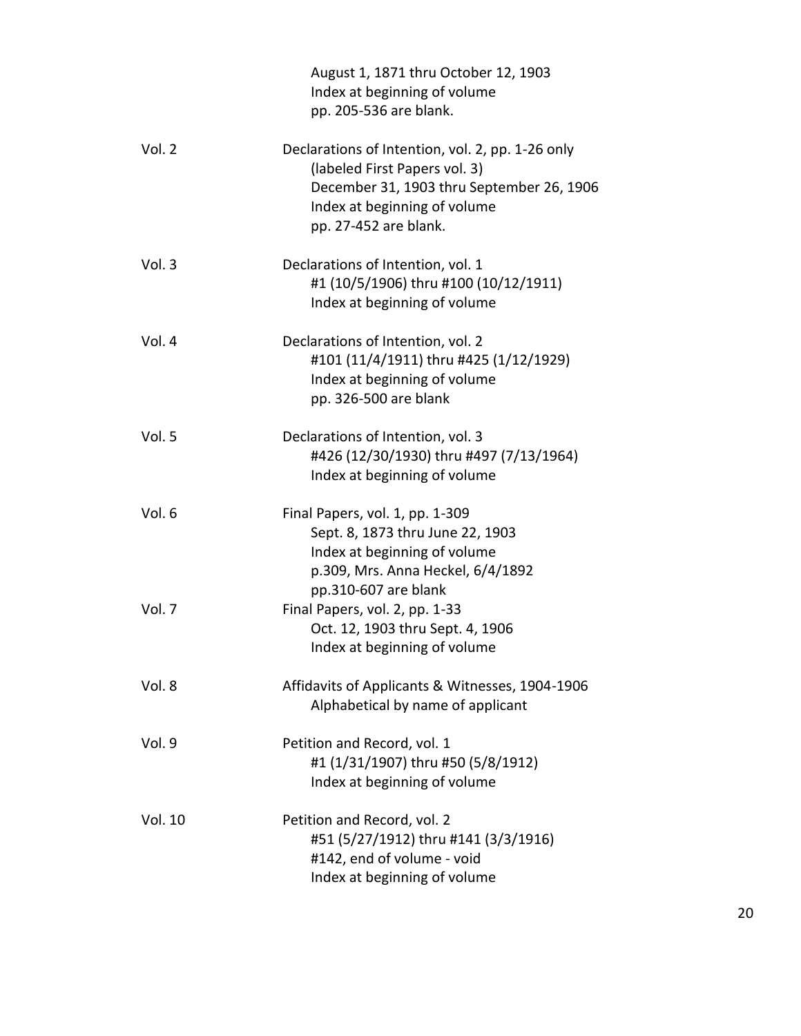August 1, 1871 thru October 12, 1903
Index at beginning of volume
pp. 205-536 are blank.

| | |
|---|---|
| Vol. 2 | Declarations of Intention, vol. 2, pp. 1-26 only<br>(labeled First Papers vol. 3)<br>December 31, 1903 thru September 26, 1906<br>Index at beginning of volume<br>pp. 27-452 are blank. |
| Vol. 3 | Declarations of Intention, vol. 1<br>#1 (10/5/1906) thru #100 (10/12/1911)<br>Index at beginning of volume |
| Vol. 4 | Declarations of Intention, vol. 2<br>#101 (11/4/1911) thru #425 (1/12/1929)<br>Index at beginning of volume<br>pp. 326-500 are blank |
| Vol. 5 | Declarations of Intention, vol. 3<br>#426 (12/30/1930) thru #497 (7/13/1964)<br>Index at beginning of volume |
| Vol. 6 | Final Papers, vol. 1, pp. 1-309<br>Sept. 8, 1873 thru June 22, 1903<br>Index at beginning of volume<br>p.309, Mrs. Anna Heckel, 6/4/1892<br>pp.310-607 are blank |
| Vol. 7 | Final Papers, vol. 2, pp. 1-33<br>Oct. 12, 1903 thru Sept. 4, 1906<br>Index at beginning of volume |
| Vol. 8 | Affidavits of Applicants & Witnesses, 1904-1906<br>Alphabetical by name of applicant |
| Vol. 9 | Petition and Record, vol. 1<br>#1 (1/31/1907) thru #50 (5/8/1912)<br>Index at beginning of volume |
| Vol. 10 | Petition and Record, vol. 2<br>#51 (5/27/1912) thru #141 (3/3/1916)<br>#142, end of volume - void<br>Index at beginning of volume |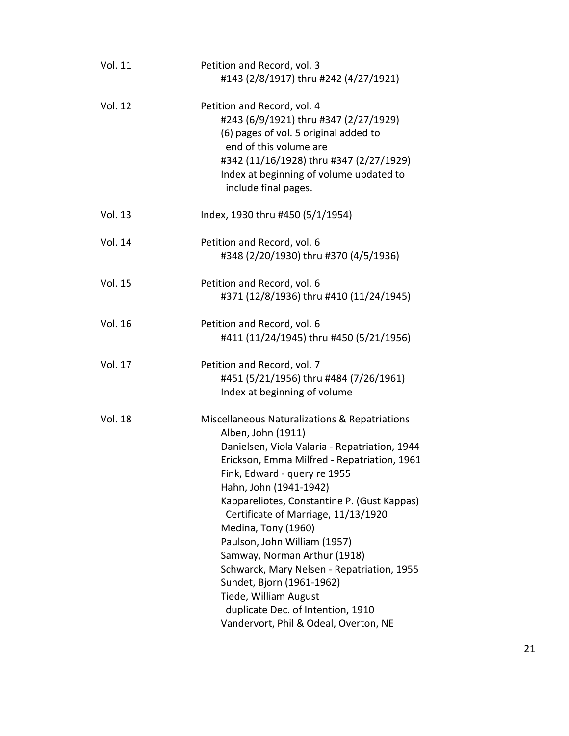| | |
|---|---|
| Vol. 11 | Petition and Record, vol. 3<br>#143 (2/8/1917) thru #242 (4/27/1921) |
| Vol. 12 | Petition and Record, vol. 4<br>#243 (6/9/1921) thru #347 (2/27/1929)<br>(6) pages of vol. 5 original added to end of this volume are<br>#342 (11/16/1928) thru #347 (2/27/1929)<br>Index at beginning of volume updated to include final pages. |
| Vol. 13 | Index, 1930 thru #450 (5/1/1954) |
| Vol. 14 | Petition and Record, vol. 6<br>#348 (2/20/1930) thru #370 (4/5/1936) |
| Vol. 15 | Petition and Record, vol. 6<br>#371 (12/8/1936) thru #410 (11/24/1945) |
| Vol. 16 | Petition and Record, vol. 6<br>#411 (11/24/1945) thru #450 (5/21/1956) |
| Vol. 17 | Petition and Record, vol. 7<br>#451 (5/21/1956) thru #484 (7/26/1961)<br>Index at beginning of volume |
| Vol. 18 | Miscellaneous Naturalizations & Repatriations<br>Alben, John (1911)<br>Danielsen, Viola Valaria - Repatriation, 1944<br>Erickson, Emma Milfred - Repatriation, 1961<br>Fink, Edward - query re 1955<br>Hahn, John (1941-1942)<br>Kappareliotes, Constantine P. (Gust Kappas) Certificate of Marriage, 11/13/1920<br>Medina, Tony (1960)<br>Paulson, John William (1957)<br>Samway, Norman Arthur (1918)<br>Schwarck, Mary Nelsen - Repatriation, 1955<br>Sundet, Bjorn (1961-1962)<br>Tiede, William August duplicate Dec. of Intention, 1910<br>Vandervort, Phil & Odeal, Overton, NE |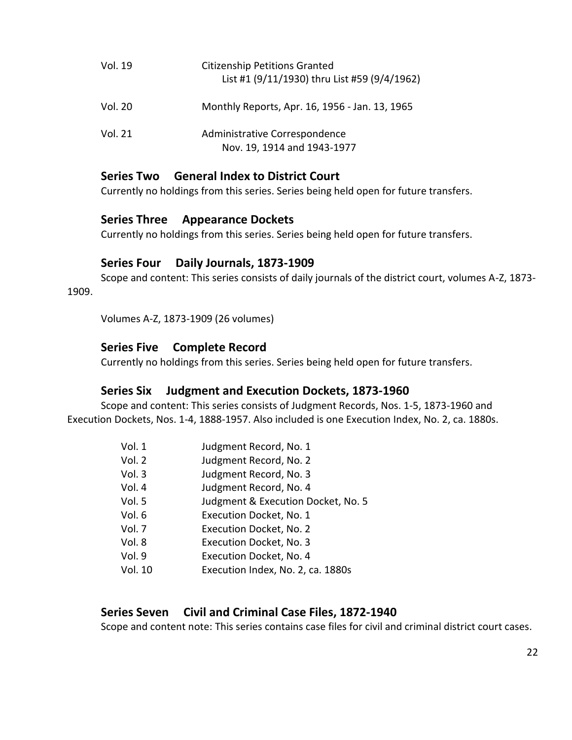Vol. 19    Citizenship Petitions Granted
    List #1 (9/11/1930) thru List #59 (9/4/1962)

Vol. 20    Monthly Reports, Apr. 16, 1956 - Jan. 13, 1965

Vol. 21    Administrative Correspondence
    Nov. 19, 1914 and 1943-1977

### Series Two General Index to District Court

Currently no holdings from this series. Series being held open for future transfers.

### Series Three Appearance Dockets

Currently no holdings from this series. Series being held open for future transfers.

### Series Four Daily Journals, 1873-1909

Scope and content: This series consists of daily journals of the district court, volumes A-Z, 1873-1909.

Volumes A-Z, 1873-1909 (26 volumes)

### Series Five Complete Record

Currently no holdings from this series. Series being held open for future transfers.

### Series Six Judgment and Execution Dockets, 1873-1960

Scope and content: This series consists of Judgment Records, Nos. 1-5, 1873-1960 and Execution Dockets, Nos. 1-4, 1888-1957. Also included is one Execution Index, No. 2, ca. 1880s.

| | |
|---|---|
| Vol. 1 | Judgment Record, No. 1 |
| Vol. 2 | Judgment Record, No. 2 |
| Vol. 3 | Judgment Record, No. 3 |
| Vol. 4 | Judgment Record, No. 4 |
| Vol. 5 | Judgment & Execution Docket, No. 5 |
| Vol. 6 | Execution Docket, No. 1 |
| Vol. 7 | Execution Docket, No. 2 |
| Vol. 8 | Execution Docket, No. 3 |
| Vol. 9 | Execution Docket, No. 4 |
| Vol. 10 | Execution Index, No. 2, ca. 1880s |

### Series Seven Civil and Criminal Case Files, 1872-1940

Scope and content note: This series contains case files for civil and criminal district court cases.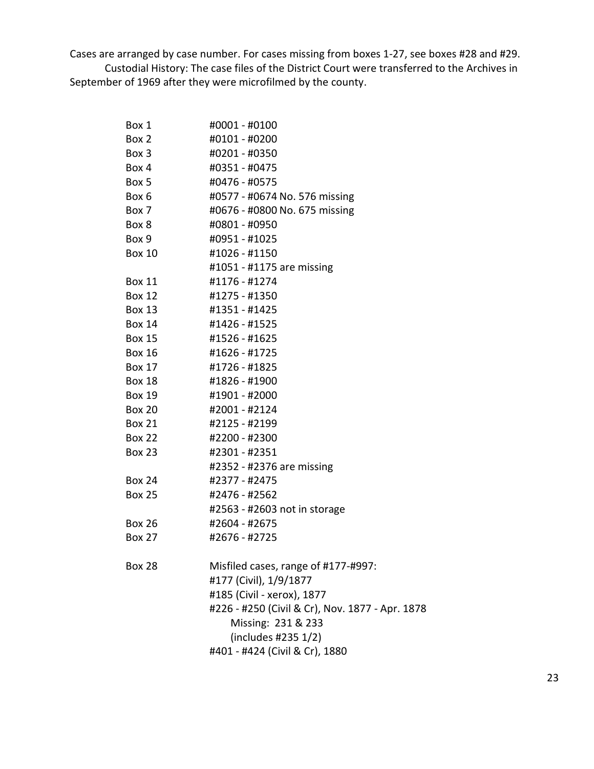Cases are arranged by case number. For cases missing from boxes 1-27, see boxes #28 and #29.

Custodial History: The case files of the District Court were transferred to the Archives in September of 1969 after they were microfilmed by the county.

| | |
|---|---|
| Box 1 | #0001 - #0100 |
| Box 2 | #0101 - #0200 |
| Box 3 | #0201 - #0350 |
| Box 4 | #0351 - #0475 |
| Box 5 | #0476 - #0575 |
| Box 6 | #0577 - #0674 No. 576 missing |
| Box 7 | #0676 - #0800 No. 675 missing |
| Box 8 | #0801 - #0950 |
| Box 9 | #0951 - #1025 |
| Box 10 | #1026 - #1150 |
| | #1051 - #1175 are missing |
| Box 11 | #1176 - #1274 |
| Box 12 | #1275 - #1350 |
| Box 13 | #1351 - #1425 |
| Box 14 | #1426 - #1525 |
| Box 15 | #1526 - #1625 |
| Box 16 | #1626 - #1725 |
| Box 17 | #1726 - #1825 |
| Box 18 | #1826 - #1900 |
| Box 19 | #1901 - #2000 |
| Box 20 | #2001 - #2124 |
| Box 21 | #2125 - #2199 |
| Box 22 | #2200 - #2300 |
| Box 23 | #2301 - #2351 |
| | #2352 - #2376 are missing |
| Box 24 | #2377 - #2475 |
| Box 25 | #2476 - #2562 |
| | #2563 - #2603 not in storage |
| Box 26 | #2604 - #2675 |
| Box 27 | #2676 - #2725 |
| Box 28 | Misfiled cases, range of #177-#997: |
| | #177 (Civil), 1/9/1877 |
| | #185 (Civil - xerox), 1877 |
| | #226 - #250 (Civil & Cr), Nov. 1877 - Apr. 1878 |
| | Missing: 231 & 233 |
| | (includes #235 1/2) |
| | #401 - #424 (Civil & Cr), 1880 |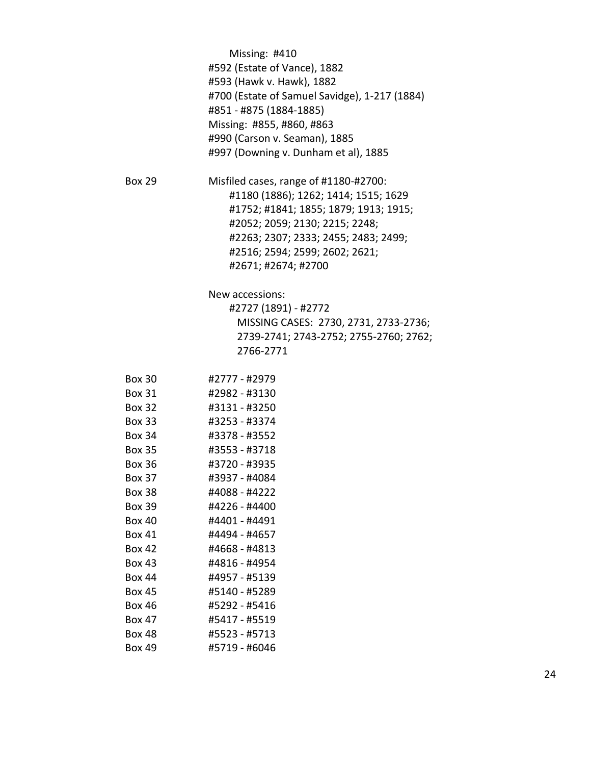Missing: #410
#592 (Estate of Vance), 1882
#593 (Hawk v. Hawk), 1882
#700 (Estate of Samuel Savidge), 1-217 (1884)
#851 - #875 (1884-1885)
Missing: #855, #860, #863
#990 (Carson v. Seaman), 1885
#997 (Downing v. Dunham et al), 1885

| | |
|---|---|
| Box 29 | Misfiled cases, range of #1180-#2700:<br>#1180 (1886); 1262; 1414; 1515; 1629<br>#1752; #1841; 1855; 1879; 1913; 1915;<br>#2052; 2059; 2130; 2215; 2248;<br>#2263; 2307; 2333; 2455; 2483; 2499;<br>#2516; 2594; 2599; 2602; 2621;<br>#2671; #2674; #2700<br><br>New accessions:<br>#2727 (1891) - #2772<br>MISSING CASES: 2730, 2731, 2733-2736;<br>2739-2741; 2743-2752; 2755-2760; 2762;<br>2766-2771 |
| Box 30 | #2777 - #2979 |
| Box 31 | #2982 - #3130 |
| Box 32 | #3131 - #3250 |
| Box 33 | #3253 - #3374 |
| Box 34 | #3378 - #3552 |
| Box 35 | #3553 - #3718 |
| Box 36 | #3720 - #3935 |
| Box 37 | #3937 - #4084 |
| Box 38 | #4088 - #4222 |
| Box 39 | #4226 - #4400 |
| Box 40 | #4401 - #4491 |
| Box 41 | #4494 - #4657 |
| Box 42 | #4668 - #4813 |
| Box 43 | #4816 - #4954 |
| Box 44 | #4957 - #5139 |
| Box 45 | #5140 - #5289 |
| Box 46 | #5292 - #5416 |
| Box 47 | #5417 - #5519 |
| Box 48 | #5523 - #5713 |
| Box 49 | #5719 - #6046 |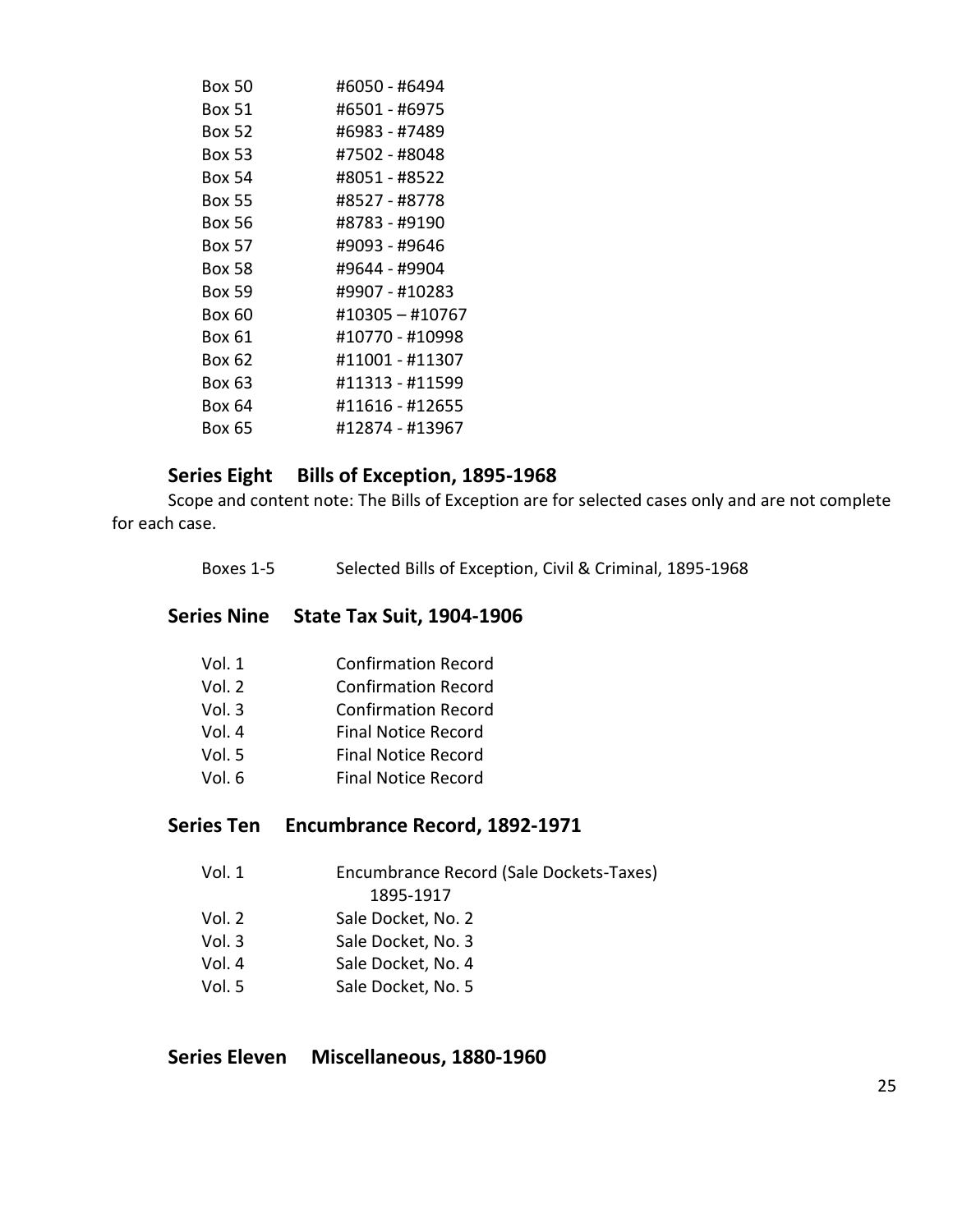| | |
|---|---|
| Box 50 | #6050 - #6494 |
| Box 51 | #6501 - #6975 |
| Box 52 | #6983 - #7489 |
| Box 53 | #7502 - #8048 |
| Box 54 | #8051 - #8522 |
| Box 55 | #8527 - #8778 |
| Box 56 | #8783 - #9190 |
| Box 57 | #9093 - #9646 |
| Box 58 | #9644 - #9904 |
| Box 59 | #9907 - #10283 |
| Box 60 | #10305 – #10767 |
| Box 61 | #10770 - #10998 |
| Box 62 | #11001 - #11307 |
| Box 63 | #11313 - #11599 |
| Box 64 | #11616 - #12655 |
| Box 65 | #12874 - #13967 |

### Series Eight Bills of Exception, 1895-1968

Scope and content note: The Bills of Exception are for selected cases only and are not complete for each case.

| | |
|---|---|
| Boxes 1-5 | Selected Bills of Exception, Civil & Criminal, 1895-1968 |

### Series Nine State Tax Suit, 1904-1906

| | |
|---|---|
| Vol. 1 | Confirmation Record |
| Vol. 2 | Confirmation Record |
| Vol. 3 | Confirmation Record |
| Vol. 4 | Final Notice Record |
| Vol. 5 | Final Notice Record |
| Vol. 6 | Final Notice Record |

### Series Ten Encumbrance Record, 1892-1971

| | |
|---|---|
| Vol. 1 | Encumbrance Record (Sale Dockets-Taxes) 1895-1917 |
| Vol. 2 | Sale Docket, No. 2 |
| Vol. 3 | Sale Docket, No. 3 |
| Vol. 4 | Sale Docket, No. 4 |
| Vol. 5 | Sale Docket, No. 5 |

### Series Eleven Miscellaneous, 1880-1960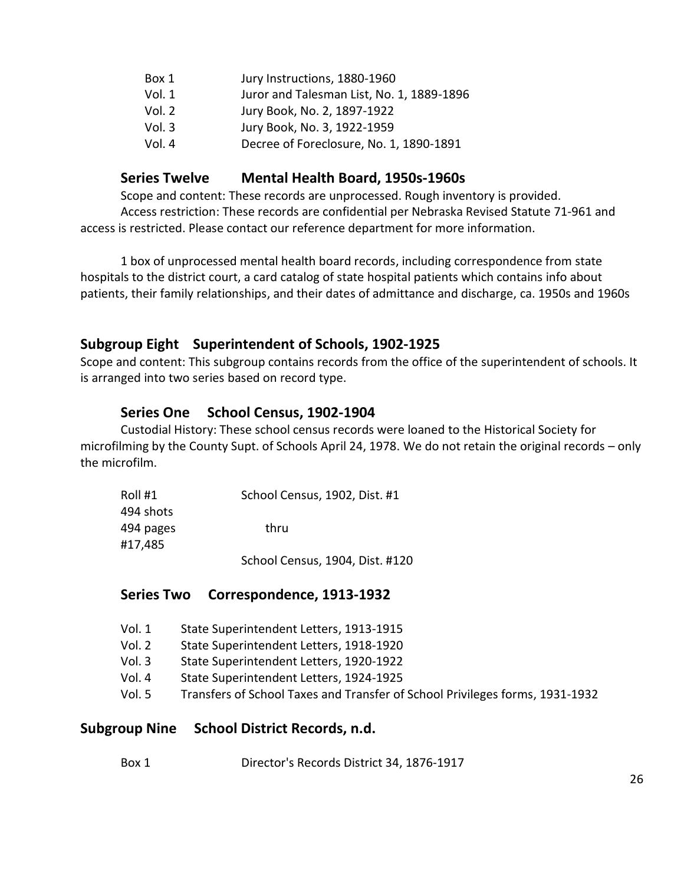| | |
|---|---|
| Box 1 | Jury Instructions, 1880-1960 |
| Vol. 1 | Juror and Talesman List, No. 1, 1889-1896 |
| Vol. 2 | Jury Book, No. 2, 1897-1922 |
| Vol. 3 | Jury Book, No. 3, 1922-1959 |
| Vol. 4 | Decree of Foreclosure, No. 1, 1890-1891 |

### Series Twelve Mental Health Board, 1950s-1960s

Scope and content: These records are unprocessed. Rough inventory is provided.

Access restriction: These records are confidential per Nebraska Revised Statute 71-961 and access is restricted. Please contact our reference department for more information.

1 box of unprocessed mental health board records, including correspondence from state hospitals to the district court, a card catalog of state hospital patients which contains info about patients, their family relationships, and their dates of admittance and discharge, ca. 1950s and 1960s

## Subgroup Eight Superintendent of Schools, 1902-1925

Scope and content: This subgroup contains records from the office of the superintendent of schools. It is arranged into two series based on record type.

### Series One School Census, 1902-1904

Custodial History: These school census records were loaned to the Historical Society for microfilming by the County Supt. of Schools April 24, 1978. We do not retain the original records – only the microfilm.

| | |
|---|---|
| Roll #1 | School Census, 1902, Dist. #1 |
| 494 shots | |
| 494 pages | thru |
| #17,485 | |
| | School Census, 1904, Dist. #120 |

### Series Two Correspondence, 1913-1932

| | |
|---|---|
| Vol. 1 | State Superintendent Letters, 1913-1915 |
| Vol. 2 | State Superintendent Letters, 1918-1920 |
| Vol. 3 | State Superintendent Letters, 1920-1922 |
| Vol. 4 | State Superintendent Letters, 1924-1925 |
| Vol. 5 | Transfers of School Taxes and Transfer of School Privileges forms, 1931-1932 |

## Subgroup Nine School District Records, n.d.

| | |
|---|---|
| Box 1 | Director's Records District 34, 1876-1917 |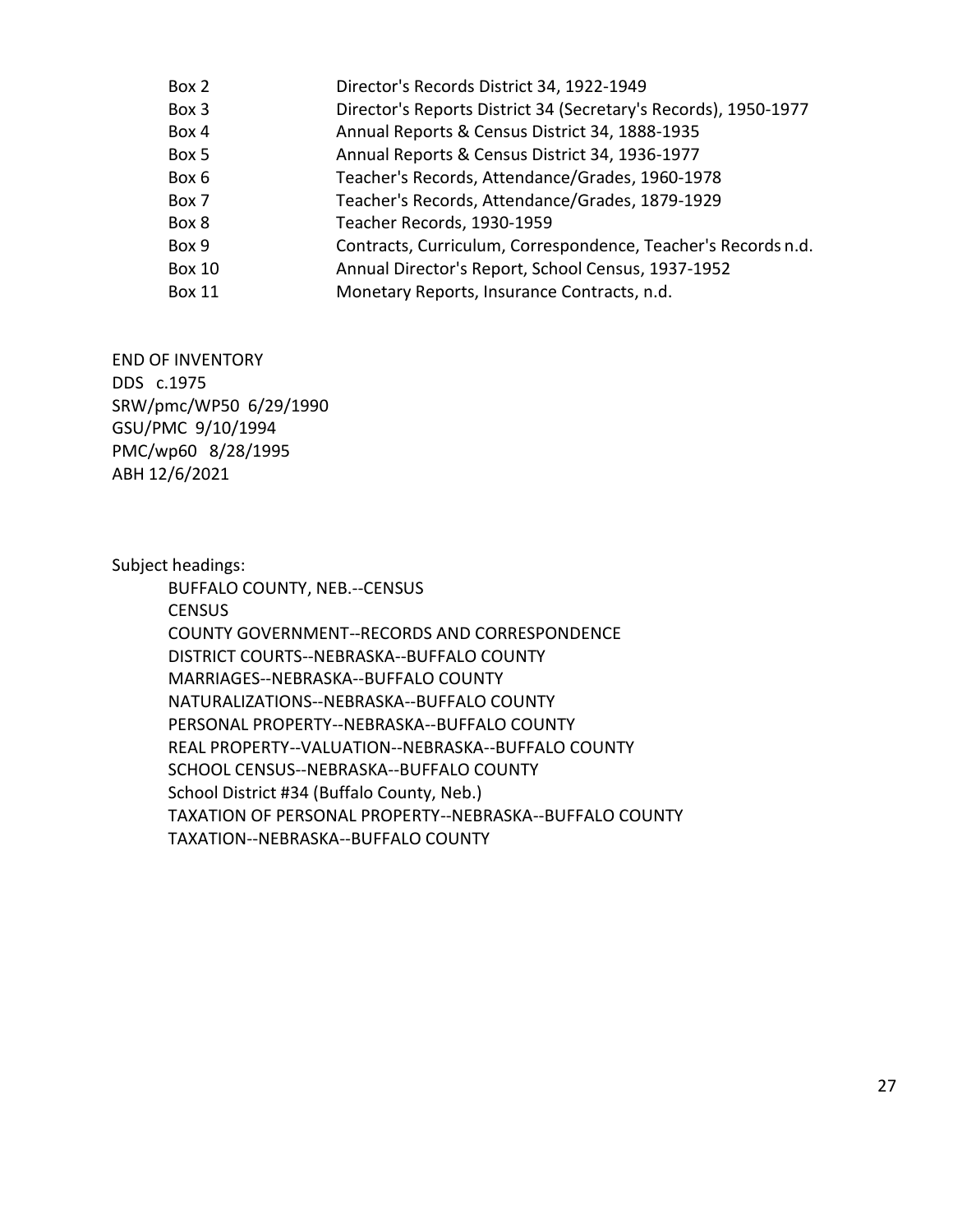| | |
|---|---|
| Box 2 | Director's Records District 34, 1922-1949 |
| Box 3 | Director's Reports District 34 (Secretary's Records), 1950-1977 |
| Box 4 | Annual Reports & Census District 34, 1888-1935 |
| Box 5 | Annual Reports & Census District 34, 1936-1977 |
| Box 6 | Teacher's Records, Attendance/Grades, 1960-1978 |
| Box 7 | Teacher's Records, Attendance/Grades, 1879-1929 |
| Box 8 | Teacher Records, 1930-1959 |
| Box 9 | Contracts, Curriculum, Correspondence, Teacher's Records n.d. |
| Box 10 | Annual Director's Report, School Census, 1937-1952 |
| Box 11 | Monetary Reports, Insurance Contracts, n.d. |

END OF INVENTORY
DDS c.1975
SRW/pmc/WP50 6/29/1990
GSU/PMC 9/10/1994
PMC/wp60 8/28/1995
ABH 12/6/2021

Subject headings:

BUFFALO COUNTY, NEB.--CENSUS
CENSUS
COUNTY GOVERNMENT--RECORDS AND CORRESPONDENCE
DISTRICT COURTS--NEBRASKA--BUFFALO COUNTY
MARRIAGES--NEBRASKA--BUFFALO COUNTY
NATURALIZATIONS--NEBRASKA--BUFFALO COUNTY
PERSONAL PROPERTY--NEBRASKA--BUFFALO COUNTY
REAL PROPERTY--VALUATION--NEBRASKA--BUFFALO COUNTY
SCHOOL CENSUS--NEBRASKA--BUFFALO COUNTY
School District #34 (Buffalo County, Neb.)
TAXATION OF PERSONAL PROPERTY--NEBRASKA--BUFFALO COUNTY
TAXATION--NEBRASKA--BUFFALO COUNTY